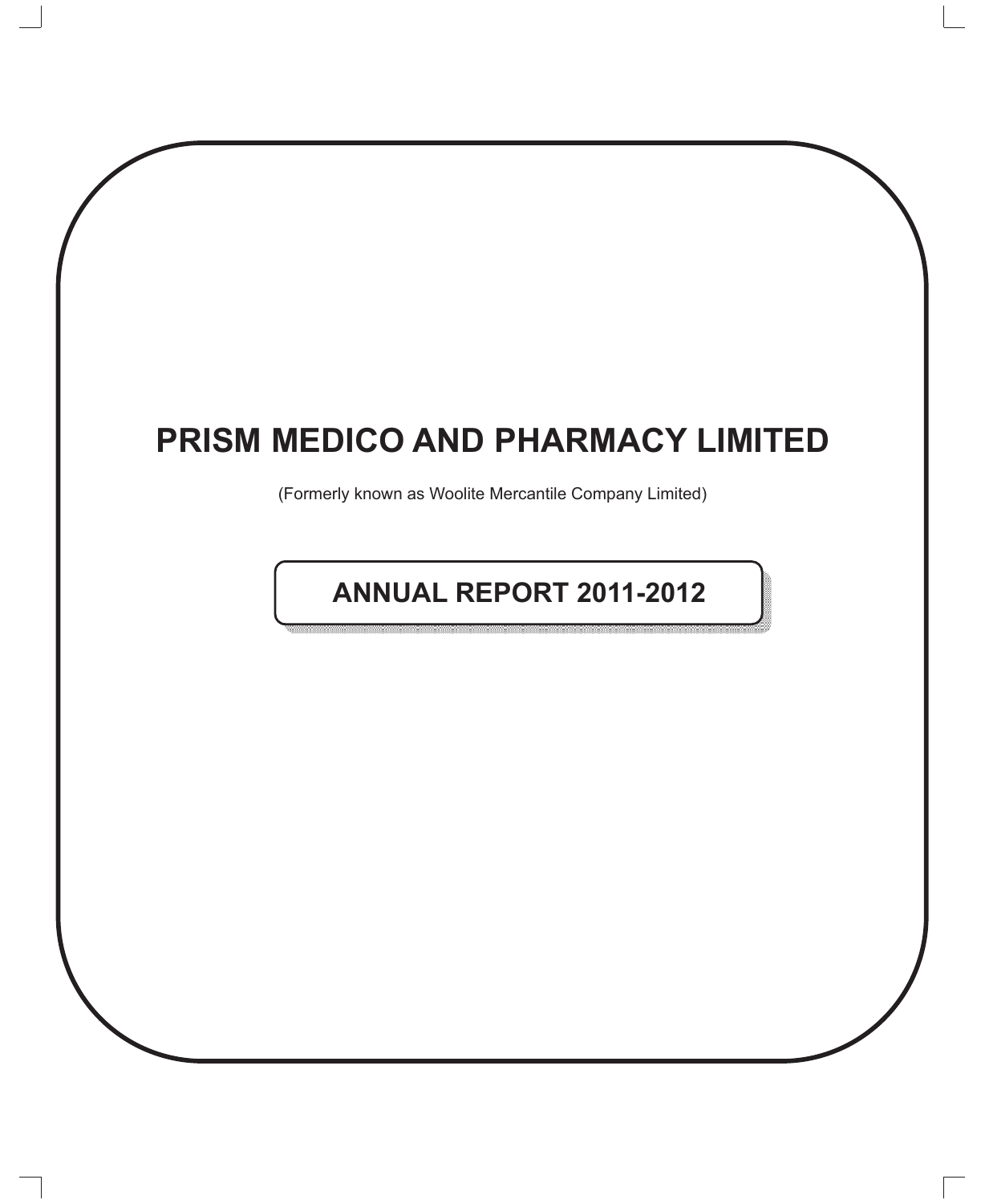# PRISM MEDICO AND PHARMACY LIMITED

(Formerly known as Woolite Mercantile Company Limited)

## ANNUAL REPORT 2011-2012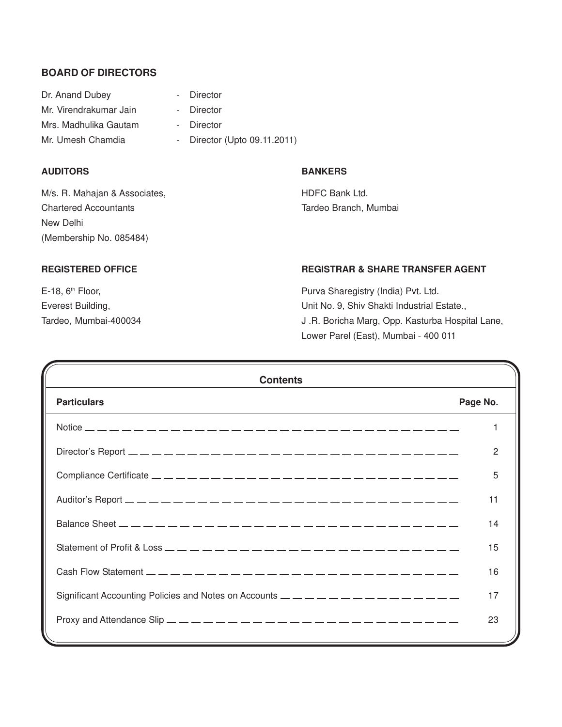## BOARD OF DIRECTORS

| | |
|---|---|
| Dr. Anand Dubey | - Director |
| Mr. Virendrakumar Jain | - Director |
| Mrs. Madhulika Gautam | - Director |
| Mr. Umesh Chamdia | - Director (Upto 09.11.2011) |

## AUDITORS

M/s. R. Mahajan & Associates,
Chartered Accountants
New Delhi
(Membership No. 085484)

## BANKERS

HDFC Bank Ltd.
Tardeo Branch, Mumbai

## REGISTERED OFFICE

E-18, 6th Floor,
Everest Building,
Tardeo, Mumbai-400034

## REGISTRAR & SHARE TRANSFER AGENT

Purva Sharegistry (India) Pvt. Ltd.
Unit No. 9, Shiv Shakti Industrial Estate.,
J .R. Boricha Marg, Opp. Kasturba Hospital Lane,
Lower Parel (East), Mumbai - 400 011

## Contents

| Particulars | Page No. |
|---|---|
| Notice | 1 |
| Director's Report | 2 |
| Compliance Certificate | 5 |
| Auditor's Report | 11 |
| Balance Sheet | 14 |
| Statement of Profit & Loss | 15 |
| Cash Flow Statement | 16 |
| Significant Accounting Policies and Notes on Accounts | 17 |
| Proxy and Attendance Slip | 23 |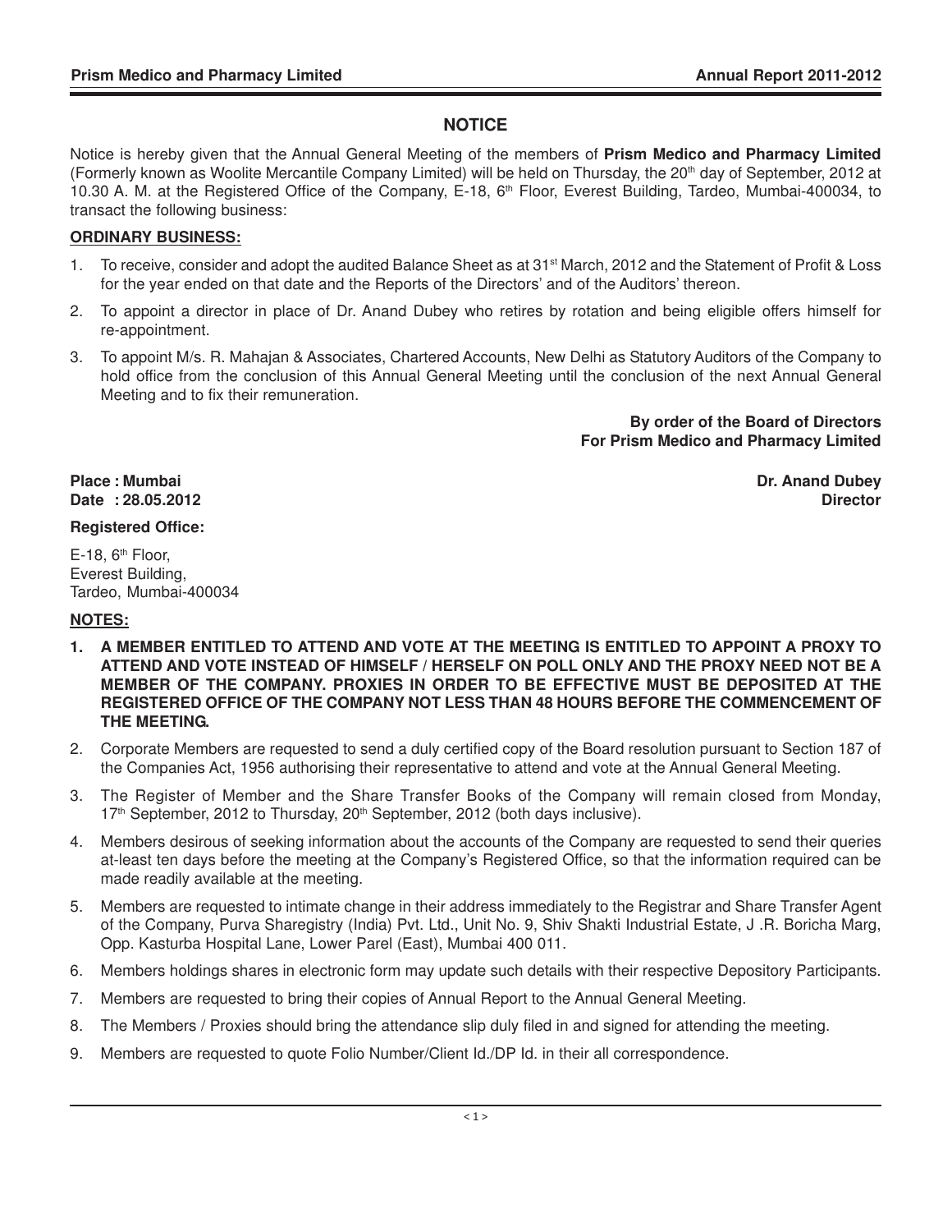# NOTICE

Notice is hereby given that the Annual General Meeting of the members of **Prism Medico and Pharmacy Limited** (Formerly known as Woolite Mercantile Company Limited) will be held on Thursday, the 20th day of September, 2012 at 10.30 A. M. at the Registered Office of the Company, E-18, 6th Floor, Everest Building, Tardeo, Mumbai-400034, to transact the following business:

## ORDINARY BUSINESS:

1. To receive, consider and adopt the audited Balance Sheet as at 31st March, 2012 and the Statement of Profit & Loss for the year ended on that date and the Reports of the Directors' and of the Auditors' thereon.
2. To appoint a director in place of Dr. Anand Dubey who retires by rotation and being eligible offers himself for re-appointment.
3. To appoint M/s. R. Mahajan & Associates, Chartered Accounts, New Delhi as Statutory Auditors of the Company to hold office from the conclusion of this Annual General Meeting until the conclusion of the next Annual General Meeting and to fix their remuneration.

**By order of the Board of Directors**
**For Prism Medico and Pharmacy Limited**

**Place : Mumbai**
**Date : 28.05.2012**

**Dr. Anand Dubey**
**Director**

**Registered Office:**

E-18, 6th Floor,
Everest Building,
Tardeo, Mumbai-400034

## NOTES:

1. **A MEMBER ENTITLED TO ATTEND AND VOTE AT THE MEETING IS ENTITLED TO APPOINT A PROXY TO ATTEND AND VOTE INSTEAD OF HIMSELF / HERSELF ON POLL ONLY AND THE PROXY NEED NOT BE A MEMBER OF THE COMPANY. PROXIES IN ORDER TO BE EFFECTIVE MUST BE DEPOSITED AT THE REGISTERED OFFICE OF THE COMPANY NOT LESS THAN 48 HOURS BEFORE THE COMMENCEMENT OF THE MEETING.**
2. Corporate Members are requested to send a duly certified copy of the Board resolution pursuant to Section 187 of the Companies Act, 1956 authorising their representative to attend and vote at the Annual General Meeting.
3. The Register of Member and the Share Transfer Books of the Company will remain closed from Monday, 17th September, 2012 to Thursday, 20th September, 2012 (both days inclusive).
4. Members desirous of seeking information about the accounts of the Company are requested to send their queries at-least ten days before the meeting at the Company's Registered Office, so that the information required can be made readily available at the meeting.
5. Members are requested to intimate change in their address immediately to the Registrar and Share Transfer Agent of the Company, Purva Sharegistry (India) Pvt. Ltd., Unit No. 9, Shiv Shakti Industrial Estate, J .R. Boricha Marg, Opp. Kasturba Hospital Lane, Lower Parel (East), Mumbai 400 011.
6. Members holdings shares in electronic form may update such details with their respective Depository Participants.
7. Members are requested to bring their copies of Annual Report to the Annual General Meeting.
8. The Members / Proxies should bring the attendance slip duly filed in and signed for attending the meeting.
9. Members are requested to quote Folio Number/Client Id./DP Id. in their all correspondence.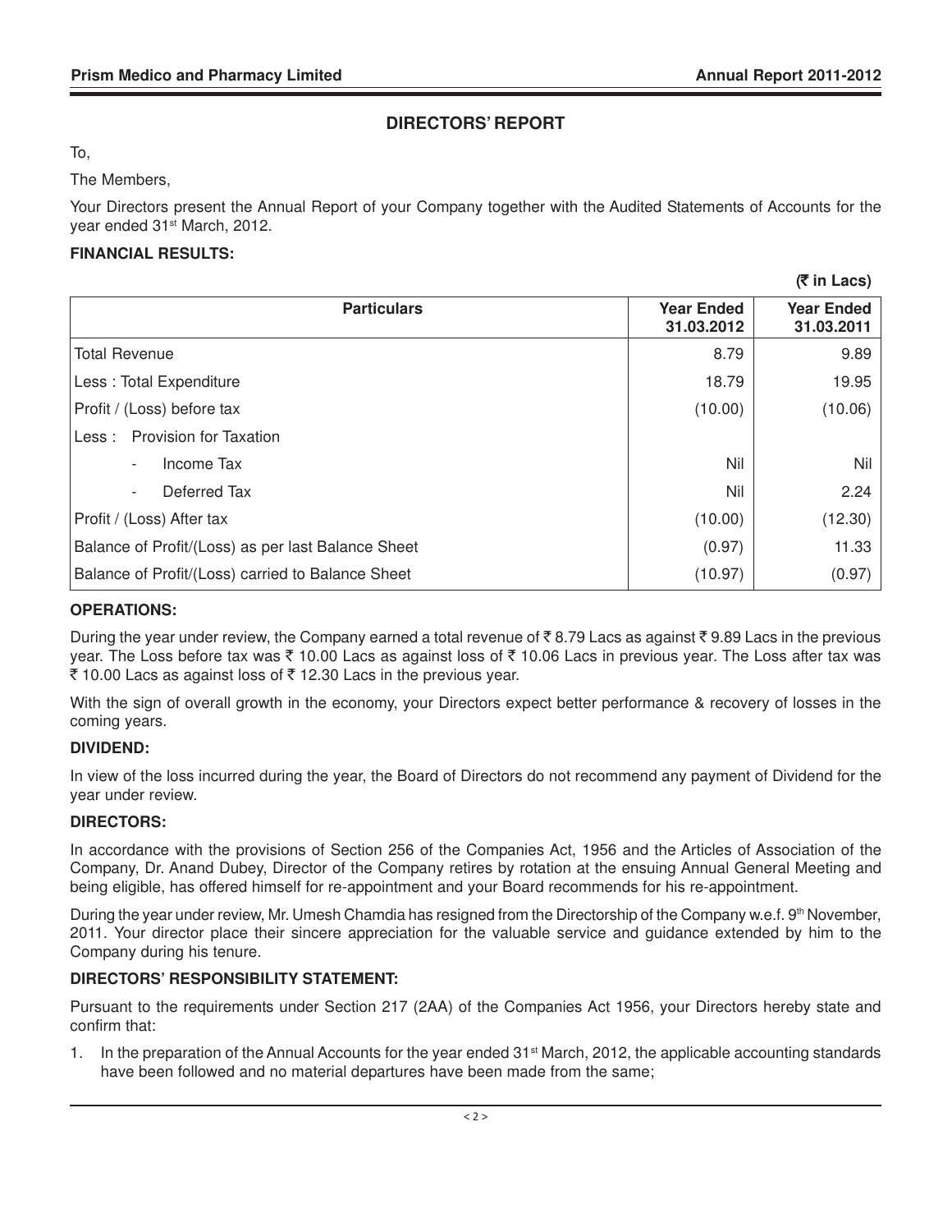## DIRECTORS' REPORT

To,

The Members,

Your Directors present the Annual Report of your Company together with the Audited Statements of Accounts for the year ended 31st March, 2012.

**FINANCIAL RESULTS:**

**(₹ in Lacs)**

| Particulars | Year Ended 31.03.2012 | Year Ended 31.03.2011 |
|---|---|---|
| Total Revenue | 8.79 | 9.89 |
| Less : Total Expenditure | 18.79 | 19.95 |
| Profit / (Loss) before tax | (10.00) | (10.06) |
| Less : Provision for Taxation | | |
| - Income Tax | Nil | Nil |
| - Deferred Tax | Nil | 2.24 |
| Profit / (Loss) After tax | (10.00) | (12.30) |
| Balance of Profit/(Loss) as per last Balance Sheet | (0.97) | 11.33 |
| Balance of Profit/(Loss) carried to Balance Sheet | (10.97) | (0.97) |

**OPERATIONS:**

During the year under review, the Company earned a total revenue of ₹ 8.79 Lacs as against ₹ 9.89 Lacs in the previous year. The Loss before tax was ₹ 10.00 Lacs as against loss of ₹ 10.06 Lacs in previous year. The Loss after tax was ₹ 10.00 Lacs as against loss of ₹ 12.30 Lacs in the previous year.

With the sign of overall growth in the economy, your Directors expect better performance & recovery of losses in the coming years.

**DIVIDEND:**

In view of the loss incurred during the year, the Board of Directors do not recommend any payment of Dividend for the year under review.

**DIRECTORS:**

In accordance with the provisions of Section 256 of the Companies Act, 1956 and the Articles of Association of the Company, Dr. Anand Dubey, Director of the Company retires by rotation at the ensuing Annual General Meeting and being eligible, has offered himself for re-appointment and your Board recommends for his re-appointment.

During the year under review, Mr. Umesh Chamdia has resigned from the Directorship of the Company w.e.f. 9th November, 2011. Your director place their sincere appreciation for the valuable service and guidance extended by him to the Company during his tenure.

**DIRECTORS' RESPONSIBILITY STATEMENT:**

Pursuant to the requirements under Section 217 (2AA) of the Companies Act 1956, your Directors hereby state and confirm that:

1. In the preparation of the Annual Accounts for the year ended 31st March, 2012, the applicable accounting standards have been followed and no material departures have been made from the same;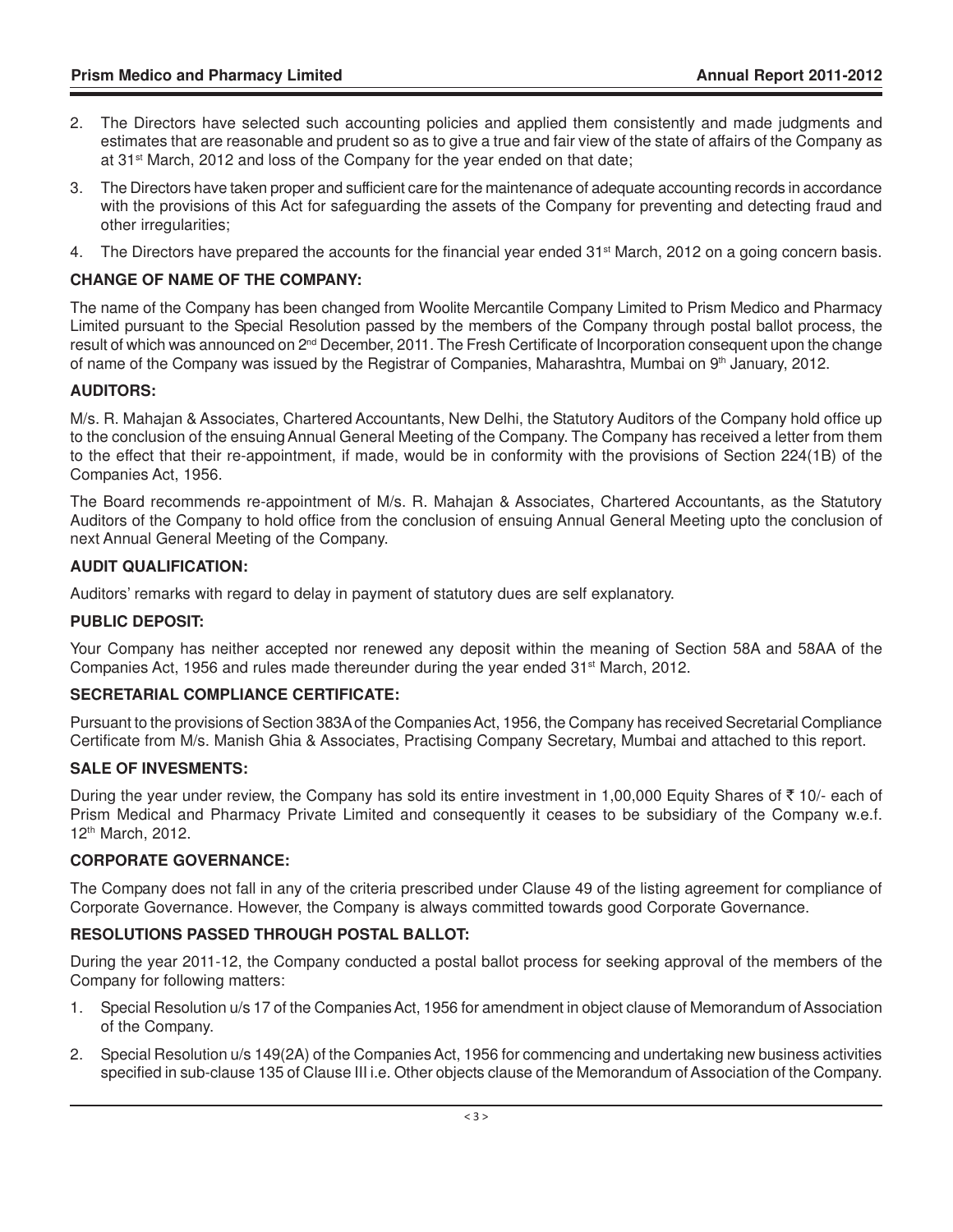2. The Directors have selected such accounting policies and applied them consistently and made judgments and estimates that are reasonable and prudent so as to give a true and fair view of the state of affairs of the Company as at 31st March, 2012 and loss of the Company for the year ended on that date;
3. The Directors have taken proper and sufficient care for the maintenance of adequate accounting records in accordance with the provisions of this Act for safeguarding the assets of the Company for preventing and detecting fraud and other irregularities;
4. The Directors have prepared the accounts for the financial year ended 31st March, 2012 on a going concern basis.

## CHANGE OF NAME OF THE COMPANY:

The name of the Company has been changed from Woolite Mercantile Company Limited to Prism Medico and Pharmacy Limited pursuant to the Special Resolution passed by the members of the Company through postal ballot process, the result of which was announced on 2nd December, 2011. The Fresh Certificate of Incorporation consequent upon the change of name of the Company was issued by the Registrar of Companies, Maharashtra, Mumbai on 9th January, 2012.

## AUDITORS:

M/s. R. Mahajan & Associates, Chartered Accountants, New Delhi, the Statutory Auditors of the Company hold office up to the conclusion of the ensuing Annual General Meeting of the Company. The Company has received a letter from them to the effect that their re-appointment, if made, would be in conformity with the provisions of Section 224(1B) of the Companies Act, 1956.

The Board recommends re-appointment of M/s. R. Mahajan & Associates, Chartered Accountants, as the Statutory Auditors of the Company to hold office from the conclusion of ensuing Annual General Meeting upto the conclusion of next Annual General Meeting of the Company.

## AUDIT QUALIFICATION:

Auditors' remarks with regard to delay in payment of statutory dues are self explanatory.

## PUBLIC DEPOSIT:

Your Company has neither accepted nor renewed any deposit within the meaning of Section 58A and 58AA of the Companies Act, 1956 and rules made thereunder during the year ended 31st March, 2012.

## SECRETARIAL COMPLIANCE CERTIFICATE:

Pursuant to the provisions of Section 383A of the Companies Act, 1956, the Company has received Secretarial Compliance Certificate from M/s. Manish Ghia & Associates, Practising Company Secretary, Mumbai and attached to this report.

## SALE OF INVESMENTS:

During the year under review, the Company has sold its entire investment in 1,00,000 Equity Shares of ₹ 10/- each of Prism Medical and Pharmacy Private Limited and consequently it ceases to be subsidiary of the Company w.e.f. 12th March, 2012.

## CORPORATE GOVERNANCE:

The Company does not fall in any of the criteria prescribed under Clause 49 of the listing agreement for compliance of Corporate Governance. However, the Company is always committed towards good Corporate Governance.

## RESOLUTIONS PASSED THROUGH POSTAL BALLOT:

During the year 2011-12, the Company conducted a postal ballot process for seeking approval of the members of the Company for following matters:

1. Special Resolution u/s 17 of the Companies Act, 1956 for amendment in object clause of Memorandum of Association of the Company.
2. Special Resolution u/s 149(2A) of the Companies Act, 1956 for commencing and undertaking new business activities specified in sub-clause 135 of Clause III i.e. Other objects clause of the Memorandum of Association of the Company.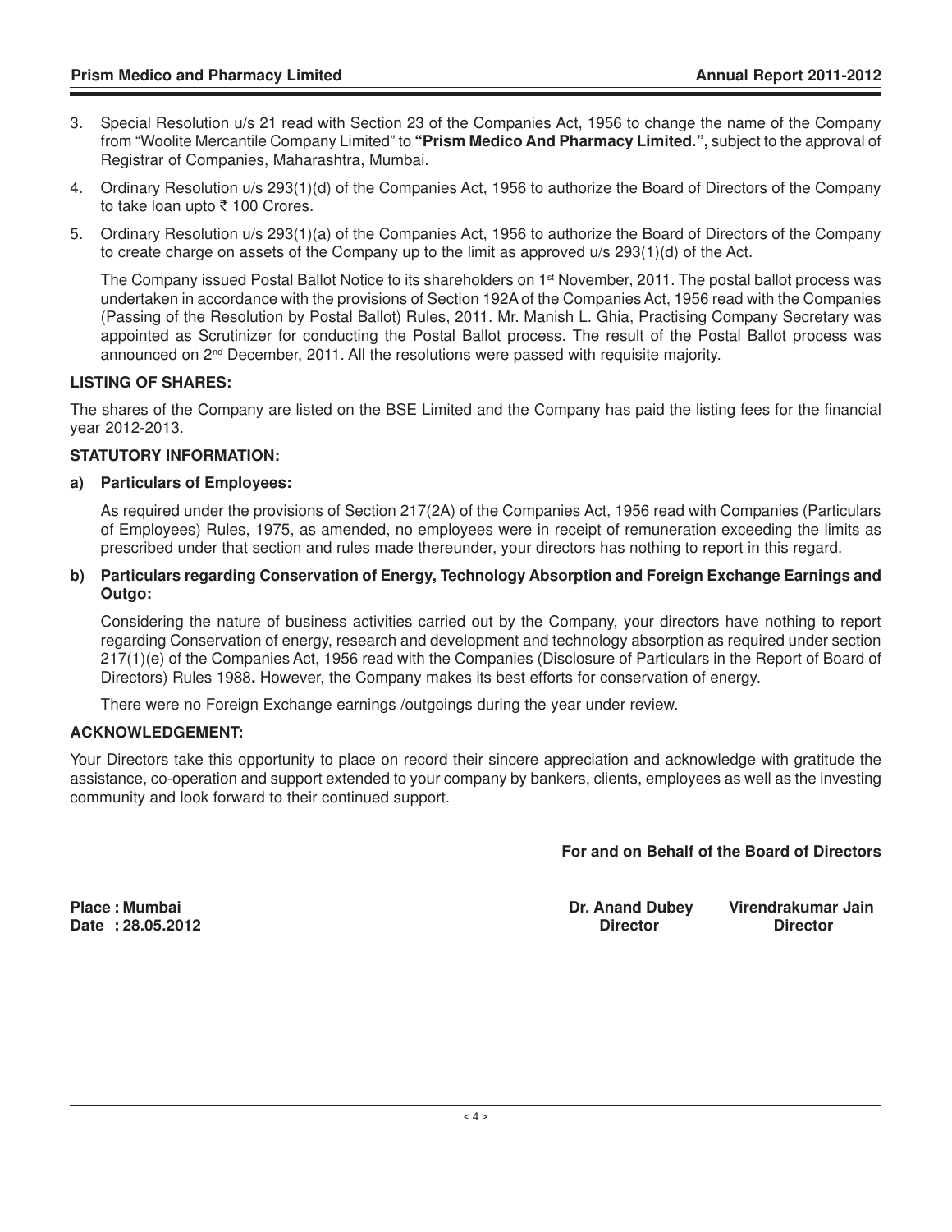3. Special Resolution u/s 21 read with Section 23 of the Companies Act, 1956 to change the name of the Company from "Woolite Mercantile Company Limited" to **"Prism Medico And Pharmacy Limited.",** subject to the approval of Registrar of Companies, Maharashtra, Mumbai.

4. Ordinary Resolution u/s 293(1)(d) of the Companies Act, 1956 to authorize the Board of Directors of the Company to take loan upto ₹ 100 Crores.

5. Ordinary Resolution u/s 293(1)(a) of the Companies Act, 1956 to authorize the Board of Directors of the Company to create charge on assets of the Company up to the limit as approved u/s 293(1)(d) of the Act.

   The Company issued Postal Ballot Notice to its shareholders on 1st November, 2011. The postal ballot process was undertaken in accordance with the provisions of Section 192A of the Companies Act, 1956 read with the Companies (Passing of the Resolution by Postal Ballot) Rules, 2011. Mr. Manish L. Ghia, Practising Company Secretary was appointed as Scrutinizer for conducting the Postal Ballot process. The result of the Postal Ballot process was announced on 2nd December, 2011. All the resolutions were passed with requisite majority.

**LISTING OF SHARES:**

The shares of the Company are listed on the BSE Limited and the Company has paid the listing fees for the financial year 2012-2013.

**STATUTORY INFORMATION:**

**a) Particulars of Employees:**

As required under the provisions of Section 217(2A) of the Companies Act, 1956 read with Companies (Particulars of Employees) Rules, 1975, as amended, no employees were in receipt of remuneration exceeding the limits as prescribed under that section and rules made thereunder, your directors has nothing to report in this regard.

**b) Particulars regarding Conservation of Energy, Technology Absorption and Foreign Exchange Earnings and Outgo:**

Considering the nature of business activities carried out by the Company, your directors have nothing to report regarding Conservation of energy, research and development and technology absorption as required under section 217(1)(e) of the Companies Act, 1956 read with the Companies (Disclosure of Particulars in the Report of Board of Directors) Rules 1988**.** However, the Company makes its best efforts for conservation of energy.

There were no Foreign Exchange earnings /outgoings during the year under review.

**ACKNOWLEDGEMENT:**

Your Directors take this opportunity to place on record their sincere appreciation and acknowledge with gratitude the assistance, co-operation and support extended to your company by bankers, clients, employees as well as the investing community and look forward to their continued support.

**For and on Behalf of the Board of Directors**

**Place : Mumbai**
**Date : 28.05.2012**

**Dr. Anand Dubey**
**Director**

**Virendrakumar Jain**
**Director**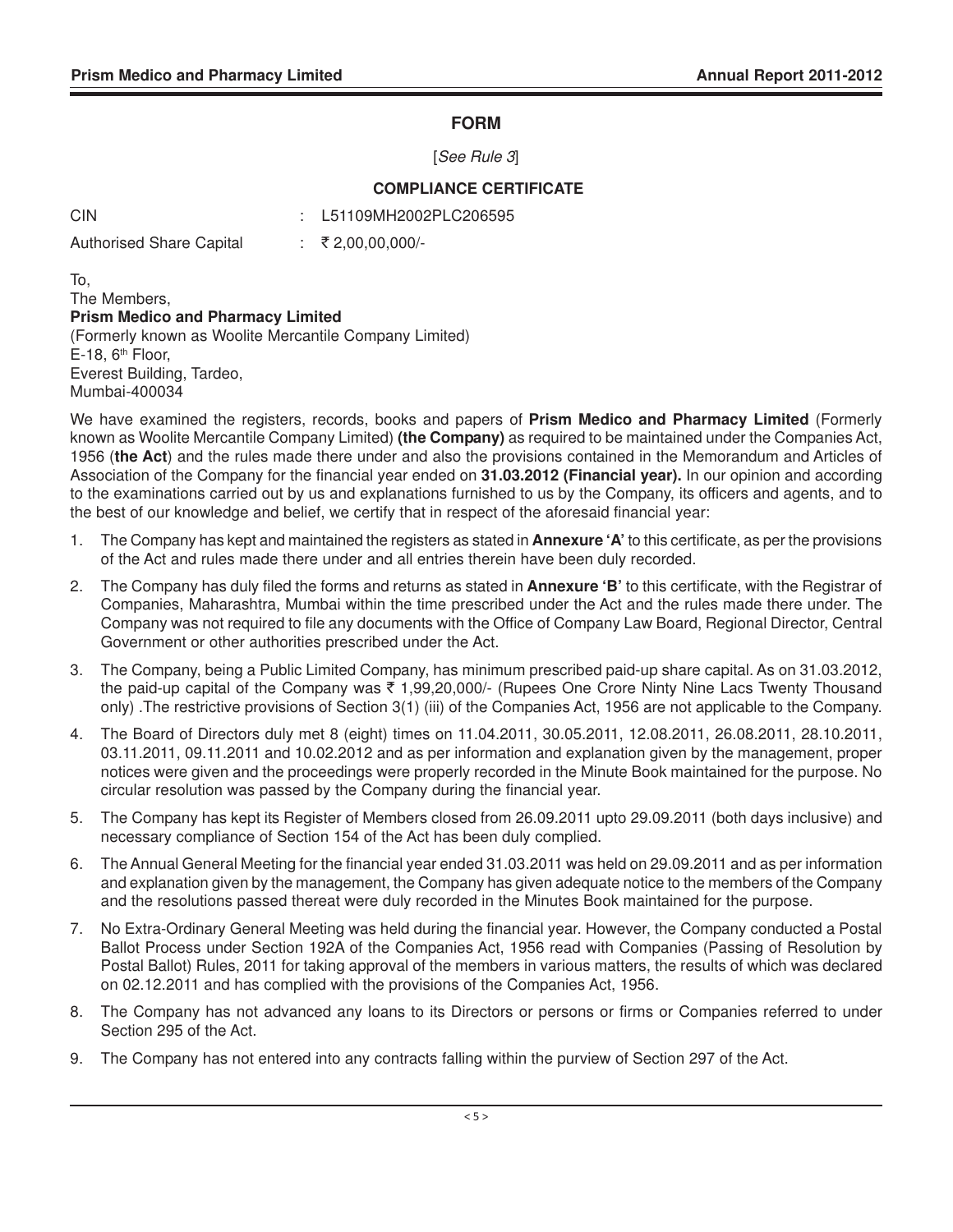## FORM

[*See Rule 3*]

### COMPLIANCE CERTIFICATE

CIN : L51109MH2002PLC206595

Authorised Share Capital : ₹ 2,00,00,000/-

To,
The Members,
**Prism Medico and Pharmacy Limited**
(Formerly known as Woolite Mercantile Company Limited)
E-18, 6th Floor,
Everest Building, Tardeo,
Mumbai-400034

We have examined the registers, records, books and papers of **Prism Medico and Pharmacy Limited** (Formerly known as Woolite Mercantile Company Limited) **(the Company)** as required to be maintained under the Companies Act, 1956 (**the Act**) and the rules made there under and also the provisions contained in the Memorandum and Articles of Association of the Company for the financial year ended on **31.03.2012 (Financial year).** In our opinion and according to the examinations carried out by us and explanations furnished to us by the Company, its officers and agents, and to the best of our knowledge and belief, we certify that in respect of the aforesaid financial year:

1. The Company has kept and maintained the registers as stated in **Annexure 'A'** to this certificate, as per the provisions of the Act and rules made there under and all entries therein have been duly recorded.
2. The Company has duly filed the forms and returns as stated in **Annexure 'B'** to this certificate, with the Registrar of Companies, Maharashtra, Mumbai within the time prescribed under the Act and the rules made there under. The Company was not required to file any documents with the Office of Company Law Board, Regional Director, Central Government or other authorities prescribed under the Act.
3. The Company, being a Public Limited Company, has minimum prescribed paid-up share capital. As on 31.03.2012, the paid-up capital of the Company was ₹ 1,99,20,000/- (Rupees One Crore Ninty Nine Lacs Twenty Thousand only) .The restrictive provisions of Section 3(1) (iii) of the Companies Act, 1956 are not applicable to the Company.
4. The Board of Directors duly met 8 (eight) times on 11.04.2011, 30.05.2011, 12.08.2011, 26.08.2011, 28.10.2011, 03.11.2011, 09.11.2011 and 10.02.2012 and as per information and explanation given by the management, proper notices were given and the proceedings were properly recorded in the Minute Book maintained for the purpose. No circular resolution was passed by the Company during the financial year.
5. The Company has kept its Register of Members closed from 26.09.2011 upto 29.09.2011 (both days inclusive) and necessary compliance of Section 154 of the Act has been duly complied.
6. The Annual General Meeting for the financial year ended 31.03.2011 was held on 29.09.2011 and as per information and explanation given by the management, the Company has given adequate notice to the members of the Company and the resolutions passed thereat were duly recorded in the Minutes Book maintained for the purpose.
7. No Extra-Ordinary General Meeting was held during the financial year. However, the Company conducted a Postal Ballot Process under Section 192A of the Companies Act, 1956 read with Companies (Passing of Resolution by Postal Ballot) Rules, 2011 for taking approval of the members in various matters, the results of which was declared on 02.12.2011 and has complied with the provisions of the Companies Act, 1956.
8. The Company has not advanced any loans to its Directors or persons or firms or Companies referred to under Section 295 of the Act.
9. The Company has not entered into any contracts falling within the purview of Section 297 of the Act.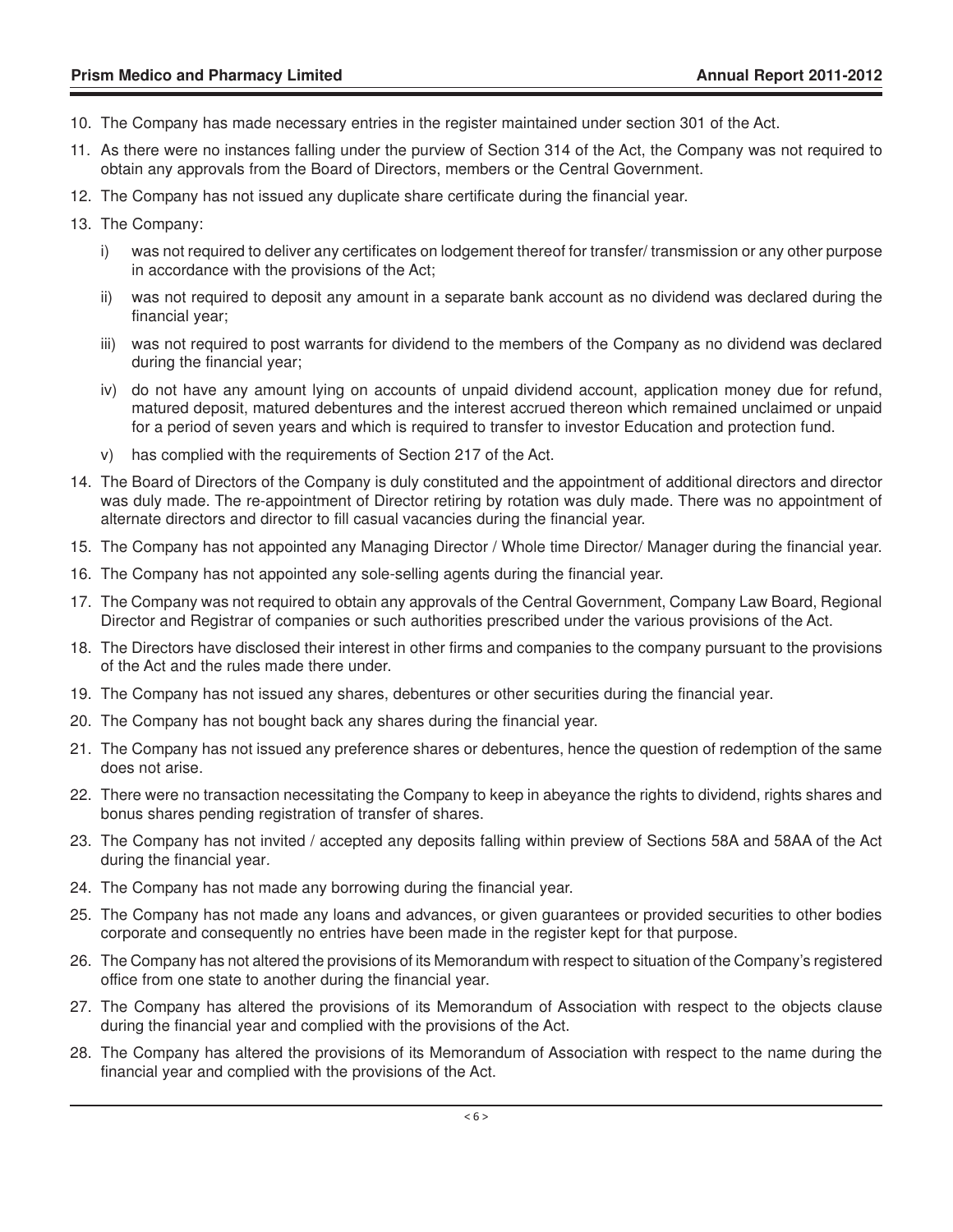10. The Company has made necessary entries in the register maintained under section 301 of the Act.
11. As there were no instances falling under the purview of Section 314 of the Act, the Company was not required to obtain any approvals from the Board of Directors, members or the Central Government.
12. The Company has not issued any duplicate share certificate during the financial year.
13. The Company:
    - i) was not required to deliver any certificates on lodgement thereof for transfer/ transmission or any other purpose in accordance with the provisions of the Act;
    - ii) was not required to deposit any amount in a separate bank account as no dividend was declared during the financial year;
    - iii) was not required to post warrants for dividend to the members of the Company as no dividend was declared during the financial year;
    - iv) do not have any amount lying on accounts of unpaid dividend account, application money due for refund, matured deposit, matured debentures and the interest accrued thereon which remained unclaimed or unpaid for a period of seven years and which is required to transfer to investor Education and protection fund.
    - v) has complied with the requirements of Section 217 of the Act.
14. The Board of Directors of the Company is duly constituted and the appointment of additional directors and director was duly made. The re-appointment of Director retiring by rotation was duly made. There was no appointment of alternate directors and director to fill casual vacancies during the financial year.
15. The Company has not appointed any Managing Director / Whole time Director/ Manager during the financial year.
16. The Company has not appointed any sole-selling agents during the financial year.
17. The Company was not required to obtain any approvals of the Central Government, Company Law Board, Regional Director and Registrar of companies or such authorities prescribed under the various provisions of the Act.
18. The Directors have disclosed their interest in other firms and companies to the company pursuant to the provisions of the Act and the rules made there under.
19. The Company has not issued any shares, debentures or other securities during the financial year.
20. The Company has not bought back any shares during the financial year.
21. The Company has not issued any preference shares or debentures, hence the question of redemption of the same does not arise.
22. There were no transaction necessitating the Company to keep in abeyance the rights to dividend, rights shares and bonus shares pending registration of transfer of shares.
23. The Company has not invited / accepted any deposits falling within preview of Sections 58A and 58AA of the Act during the financial year.
24. The Company has not made any borrowing during the financial year.
25. The Company has not made any loans and advances, or given guarantees or provided securities to other bodies corporate and consequently no entries have been made in the register kept for that purpose.
26. The Company has not altered the provisions of its Memorandum with respect to situation of the Company's registered office from one state to another during the financial year.
27. The Company has altered the provisions of its Memorandum of Association with respect to the objects clause during the financial year and complied with the provisions of the Act.
28. The Company has altered the provisions of its Memorandum of Association with respect to the name during the financial year and complied with the provisions of the Act.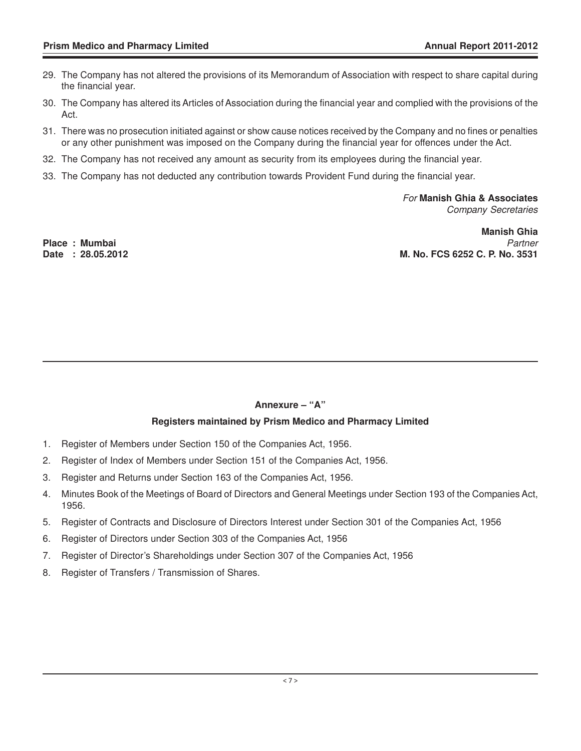29. The Company has not altered the provisions of its Memorandum of Association with respect to share capital during the financial year.
30. The Company has altered its Articles of Association during the financial year and complied with the provisions of the Act.
31. There was no prosecution initiated against or show cause notices received by the Company and no fines or penalties or any other punishment was imposed on the Company during the financial year for offences under the Act.
32. The Company has not received any amount as security from its employees during the financial year.
33. The Company has not deducted any contribution towards Provident Fund during the financial year.

*For* **Manish Ghia & Associates**
*Company Secretaries*

**Manish Ghia**
*Partner*
**M. No. FCS 6252 C. P. No. 3531**

**Place : Mumbai**
**Date : 28.05.2012**

---

**Annexure – "A"**

**Registers maintained by Prism Medico and Pharmacy Limited**

1. Register of Members under Section 150 of the Companies Act, 1956.
2. Register of Index of Members under Section 151 of the Companies Act, 1956.
3. Register and Returns under Section 163 of the Companies Act, 1956.
4. Minutes Book of the Meetings of Board of Directors and General Meetings under Section 193 of the Companies Act, 1956.
5. Register of Contracts and Disclosure of Directors Interest under Section 301 of the Companies Act, 1956
6. Register of Directors under Section 303 of the Companies Act, 1956
7. Register of Director's Shareholdings under Section 307 of the Companies Act, 1956
8. Register of Transfers / Transmission of Shares.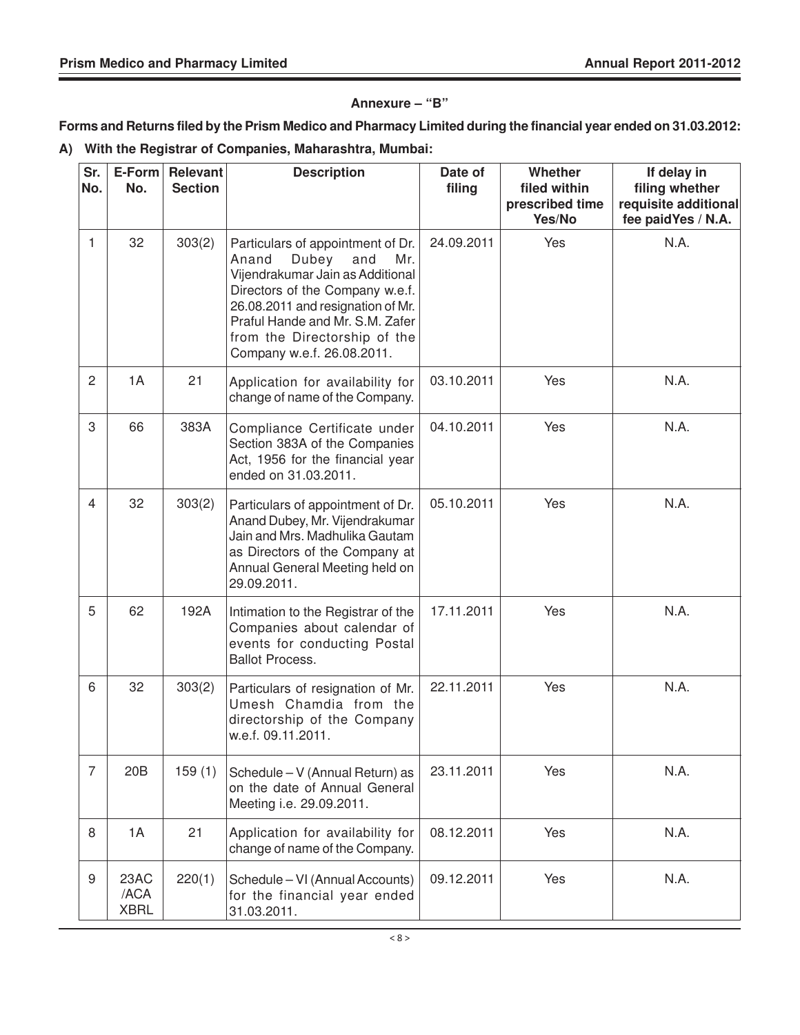## Annexure – "B"

**Forms and Returns filed by the Prism Medico and Pharmacy Limited during the financial year ended on 31.03.2012:**

**A) With the Registrar of Companies, Maharashtra, Mumbai:**

| Sr. No. | E-Form No. | Relevant Section | Description | Date of filing | Whether filed within prescribed time Yes/No | If delay in filing whether requisite additional fee paidYes / N.A. |
|---|---|---|---|---|---|---|
| 1 | 32 | 303(2) | Particulars of appointment of Dr. Anand Dubey and Mr. Vijendrakumar Jain as Additional Directors of the Company w.e.f. 26.08.2011 and resignation of Mr. Praful Hande and Mr. S.M. Zafer from the Directorship of the Company w.e.f. 26.08.2011. | 24.09.2011 | Yes | N.A. |
| 2 | 1A | 21 | Application for availability for change of name of the Company. | 03.10.2011 | Yes | N.A. |
| 3 | 66 | 383A | Compliance Certificate under Section 383A of the Companies Act, 1956 for the financial year ended on 31.03.2011. | 04.10.2011 | Yes | N.A. |
| 4 | 32 | 303(2) | Particulars of appointment of Dr. Anand Dubey, Mr. Vijendrakumar Jain and Mrs. Madhulika Gautam as Directors of the Company at Annual General Meeting held on 29.09.2011. | 05.10.2011 | Yes | N.A. |
| 5 | 62 | 192A | Intimation to the Registrar of the Companies about calendar of events for conducting Postal Ballot Process. | 17.11.2011 | Yes | N.A. |
| 6 | 32 | 303(2) | Particulars of resignation of Mr. Umesh Chamdia from the directorship of the Company w.e.f. 09.11.2011. | 22.11.2011 | Yes | N.A. |
| 7 | 20B | 159 (1) | Schedule – V (Annual Return) as on the date of Annual General Meeting i.e. 29.09.2011. | 23.11.2011 | Yes | N.A. |
| 8 | 1A | 21 | Application for availability for change of name of the Company. | 08.12.2011 | Yes | N.A. |
| 9 | 23AC /ACA XBRL | 220(1) | Schedule – VI (Annual Accounts) for the financial year ended 31.03.2011. | 09.12.2011 | Yes | N.A. |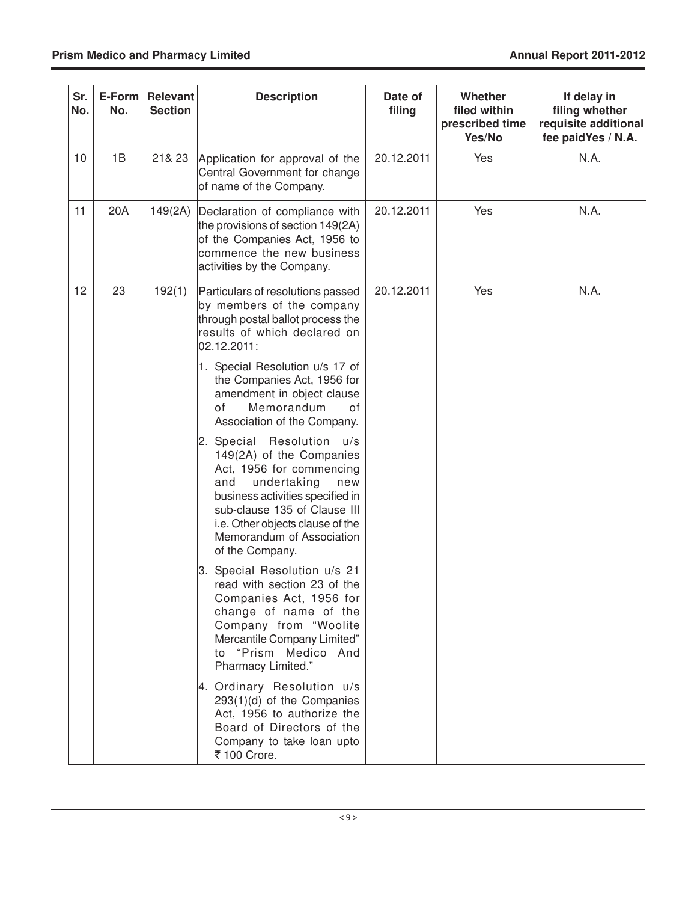| Sr. No. | E-Form No. | Relevant Section | Description | Date of filing | Whether filed within prescribed time Yes/No | If delay in filing whether requisite additional fee paidYes / N.A. |
|---|---|---|---|---|---|---|
| 10 | 1B | 21& 23 | Application for approval of the Central Government for change of name of the Company. | 20.12.2011 | Yes | N.A. |
| 11 | 20A | 149(2A) | Declaration of compliance with the provisions of section 149(2A) of the Companies Act, 1956 to commence the new business activities by the Company. | 20.12.2011 | Yes | N.A. |
| 12 | 23 | 192(1) | Particulars of resolutions passed by members of the company through postal ballot process the results of which declared on 02.12.2011:<br>1. Special Resolution u/s 17 of the Companies Act, 1956 for amendment in object clause of Memorandum of Association of the Company.<br>2. Special Resolution u/s 149(2A) of the Companies Act, 1956 for commencing and undertaking new business activities specified in sub-clause 135 of Clause III i.e. Other objects clause of the Memorandum of Association of the Company.<br>3. Special Resolution u/s 21 read with section 23 of the Companies Act, 1956 for change of name of the Company from "Woolite Mercantile Company Limited" to "Prism Medico And Pharmacy Limited."<br>4. Ordinary Resolution u/s 293(1)(d) of the Companies Act, 1956 to authorize the Board of Directors of the Company to take loan upto ₹ 100 Crore. | 20.12.2011 | Yes | N.A. |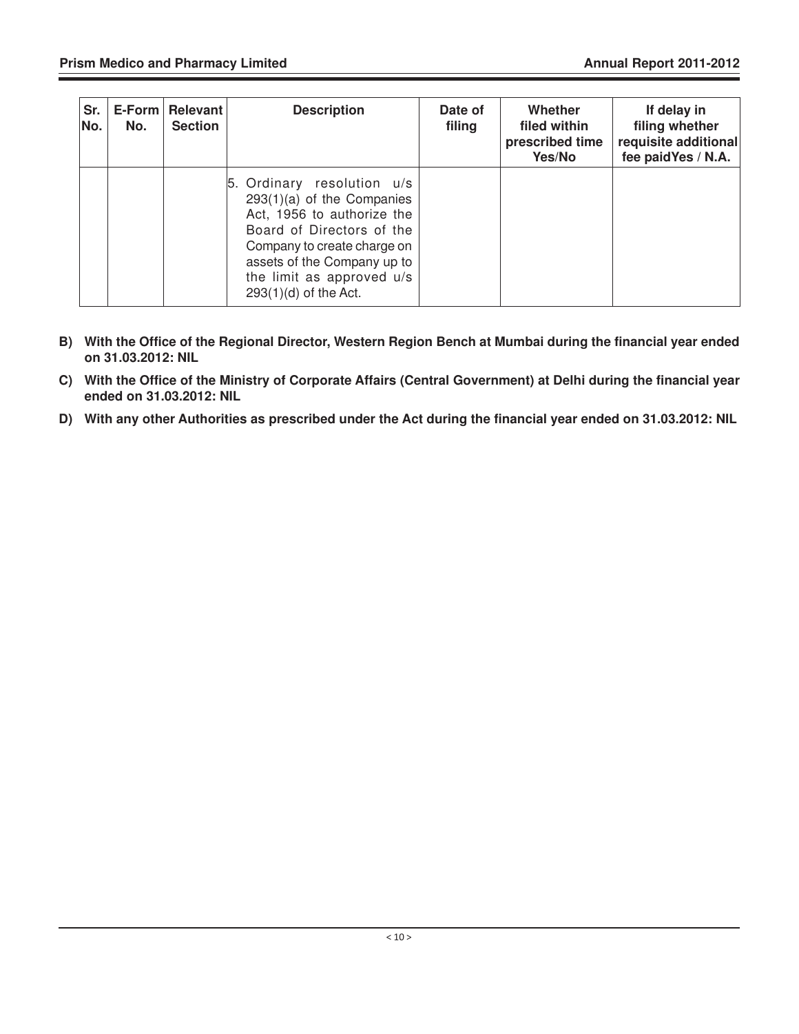| Sr. No. | E-Form No. | Relevant Section | Description | Date of filing | Whether filed within prescribed time Yes/No | If delay in filing whether requisite additional fee paidYes / N.A. |
|---|---|---|---|---|---|---|
| | | | 5. Ordinary resolution u/s 293(1)(a) of the Companies Act, 1956 to authorize the Board of Directors of the Company to create charge on assets of the Company up to the limit as approved u/s 293(1)(d) of the Act. | | | |

**B) With the Office of the Regional Director, Western Region Bench at Mumbai during the financial year ended on 31.03.2012: NIL**

**C) With the Office of the Ministry of Corporate Affairs (Central Government) at Delhi during the financial year ended on 31.03.2012: NIL**

**D) With any other Authorities as prescribed under the Act during the financial year ended on 31.03.2012: NIL**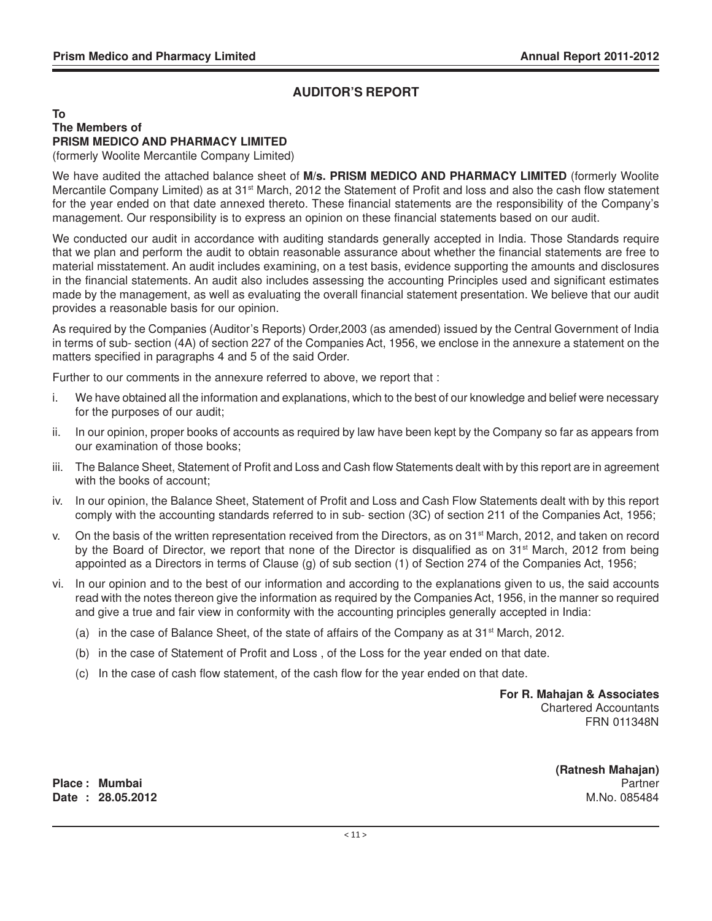## AUDITOR'S REPORT

**To**
**The Members of**
**PRISM MEDICO AND PHARMACY LIMITED**
(formerly Woolite Mercantile Company Limited)

We have audited the attached balance sheet of **M/s. PRISM MEDICO AND PHARMACY LIMITED** (formerly Woolite Mercantile Company Limited) as at 31st March, 2012 the Statement of Profit and loss and also the cash flow statement for the year ended on that date annexed thereto. These financial statements are the responsibility of the Company's management. Our responsibility is to express an opinion on these financial statements based on our audit.

We conducted our audit in accordance with auditing standards generally accepted in India. Those Standards require that we plan and perform the audit to obtain reasonable assurance about whether the financial statements are free to material misstatement. An audit includes examining, on a test basis, evidence supporting the amounts and disclosures in the financial statements. An audit also includes assessing the accounting Principles used and significant estimates made by the management, as well as evaluating the overall financial statement presentation. We believe that our audit provides a reasonable basis for our opinion.

As required by the Companies (Auditor's Reports) Order,2003 (as amended) issued by the Central Government of India in terms of sub- section (4A) of section 227 of the Companies Act, 1956, we enclose in the annexure a statement on the matters specified in paragraphs 4 and 5 of the said Order.

Further to our comments in the annexure referred to above, we report that :

i. We have obtained all the information and explanations, which to the best of our knowledge and belief were necessary for the purposes of our audit;

ii. In our opinion, proper books of accounts as required by law have been kept by the Company so far as appears from our examination of those books;

iii. The Balance Sheet, Statement of Profit and Loss and Cash flow Statements dealt with by this report are in agreement with the books of account;

iv. In our opinion, the Balance Sheet, Statement of Profit and Loss and Cash Flow Statements dealt with by this report comply with the accounting standards referred to in sub- section (3C) of section 211 of the Companies Act, 1956;

v. On the basis of the written representation received from the Directors, as on 31st March, 2012, and taken on record by the Board of Director, we report that none of the Director is disqualified as on 31st March, 2012 from being appointed as a Directors in terms of Clause (g) of sub section (1) of Section 274 of the Companies Act, 1956;

vi. In our opinion and to the best of our information and according to the explanations given to us, the said accounts read with the notes thereon give the information as required by the Companies Act, 1956, in the manner so required and give a true and fair view in conformity with the accounting principles generally accepted in India:

   (a) in the case of Balance Sheet, of the state of affairs of the Company as at 31st March, 2012.

   (b) in the case of Statement of Profit and Loss , of the Loss for the year ended on that date.

   (c) In the case of cash flow statement, of the cash flow for the year ended on that date.

**For R. Mahajan & Associates**
Chartered Accountants
FRN 011348N

**(Ratnesh Mahajan)**
Partner
M.No. 085484

**Place : Mumbai**
**Date : 28.05.2012**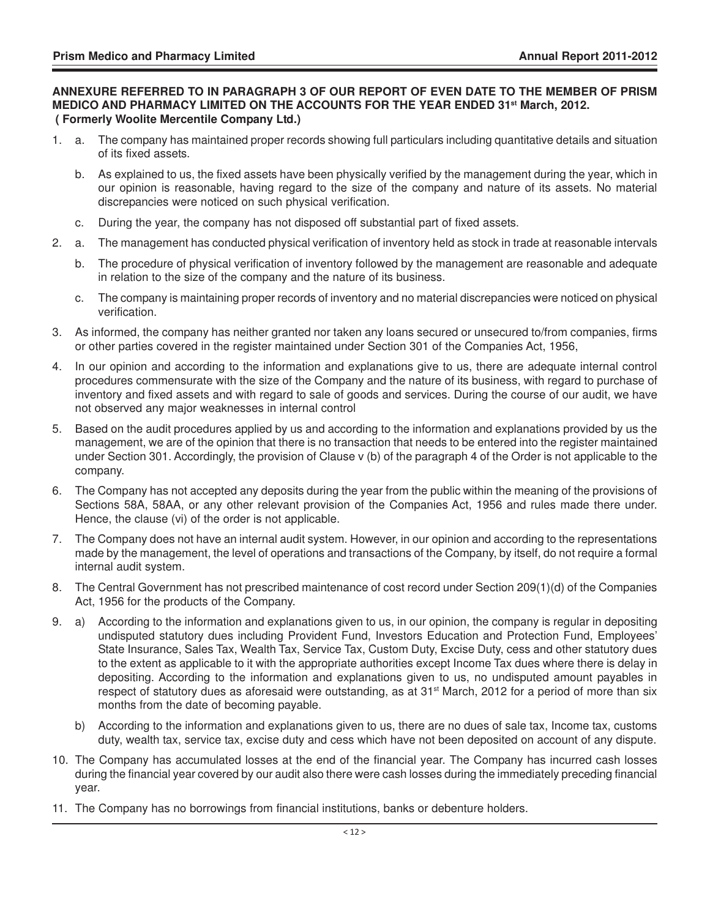**ANNEXURE REFERRED TO IN PARAGRAPH 3 OF OUR REPORT OF EVEN DATE TO THE MEMBER OF PRISM MEDICO AND PHARMACY LIMITED ON THE ACCOUNTS FOR THE YEAR ENDED 31st March, 2012.**
**( Formerly Woolite Mercentile Company Ltd.)**

1. a. The company has maintained proper records showing full particulars including quantitative details and situation of its fixed assets.

   b. As explained to us, the fixed assets have been physically verified by the management during the year, which in our opinion is reasonable, having regard to the size of the company and nature of its assets. No material discrepancies were noticed on such physical verification.

   c. During the year, the company has not disposed off substantial part of fixed assets.

2. a. The management has conducted physical verification of inventory held as stock in trade at reasonable intervals

   b. The procedure of physical verification of inventory followed by the management are reasonable and adequate in relation to the size of the company and the nature of its business.

   c. The company is maintaining proper records of inventory and no material discrepancies were noticed on physical verification.

3. As informed, the company has neither granted nor taken any loans secured or unsecured to/from companies, firms or other parties covered in the register maintained under Section 301 of the Companies Act, 1956,

4. In our opinion and according to the information and explanations give to us, there are adequate internal control procedures commensurate with the size of the Company and the nature of its business, with regard to purchase of inventory and fixed assets and with regard to sale of goods and services. During the course of our audit, we have not observed any major weaknesses in internal control

5. Based on the audit procedures applied by us and according to the information and explanations provided by us the management, we are of the opinion that there is no transaction that needs to be entered into the register maintained under Section 301. Accordingly, the provision of Clause v (b) of the paragraph 4 of the Order is not applicable to the company.

6. The Company has not accepted any deposits during the year from the public within the meaning of the provisions of Sections 58A, 58AA, or any other relevant provision of the Companies Act, 1956 and rules made there under. Hence, the clause (vi) of the order is not applicable.

7. The Company does not have an internal audit system. However, in our opinion and according to the representations made by the management, the level of operations and transactions of the Company, by itself, do not require a formal internal audit system.

8. The Central Government has not prescribed maintenance of cost record under Section 209(1)(d) of the Companies Act, 1956 for the products of the Company.

9. a) According to the information and explanations given to us, in our opinion, the company is regular in depositing undisputed statutory dues including Provident Fund, Investors Education and Protection Fund, Employees' State Insurance, Sales Tax, Wealth Tax, Service Tax, Custom Duty, Excise Duty, cess and other statutory dues to the extent as applicable to it with the appropriate authorities except Income Tax dues where there is delay in depositing. According to the information and explanations given to us, no undisputed amount payables in respect of statutory dues as aforesaid were outstanding, as at 31st March, 2012 for a period of more than six months from the date of becoming payable.

   b) According to the information and explanations given to us, there are no dues of sale tax, Income tax, customs duty, wealth tax, service tax, excise duty and cess which have not been deposited on account of any dispute.

10. The Company has accumulated losses at the end of the financial year. The Company has incurred cash losses during the financial year covered by our audit also there were cash losses during the immediately preceding financial year.

11. The Company has no borrowings from financial institutions, banks or debenture holders.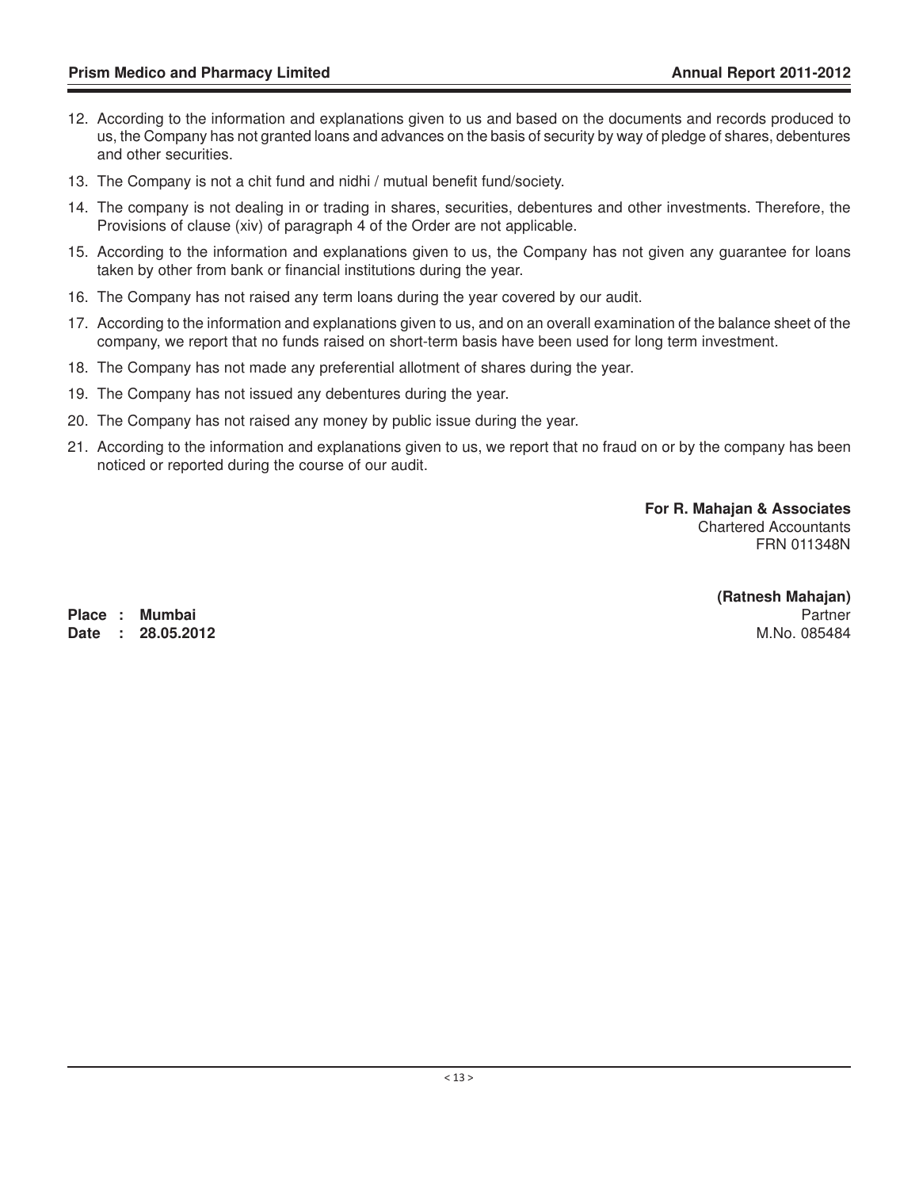12. According to the information and explanations given to us and based on the documents and records produced to us, the Company has not granted loans and advances on the basis of security by way of pledge of shares, debentures and other securities.
13. The Company is not a chit fund and nidhi / mutual benefit fund/society.
14. The company is not dealing in or trading in shares, securities, debentures and other investments. Therefore, the Provisions of clause (xiv) of paragraph 4 of the Order are not applicable.
15. According to the information and explanations given to us, the Company has not given any guarantee for loans taken by other from bank or financial institutions during the year.
16. The Company has not raised any term loans during the year covered by our audit.
17. According to the information and explanations given to us, and on an overall examination of the balance sheet of the company, we report that no funds raised on short-term basis have been used for long term investment.
18. The Company has not made any preferential allotment of shares during the year.
19. The Company has not issued any debentures during the year.
20. The Company has not raised any money by public issue during the year.
21. According to the information and explanations given to us, we report that no fraud on or by the company has been noticed or reported during the course of our audit.

**For R. Mahajan & Associates**
Chartered Accountants
FRN 011348N

**(Ratnesh Mahajan)**
Partner
M.No. 085484

**Place : Mumbai**
**Date : 28.05.2012**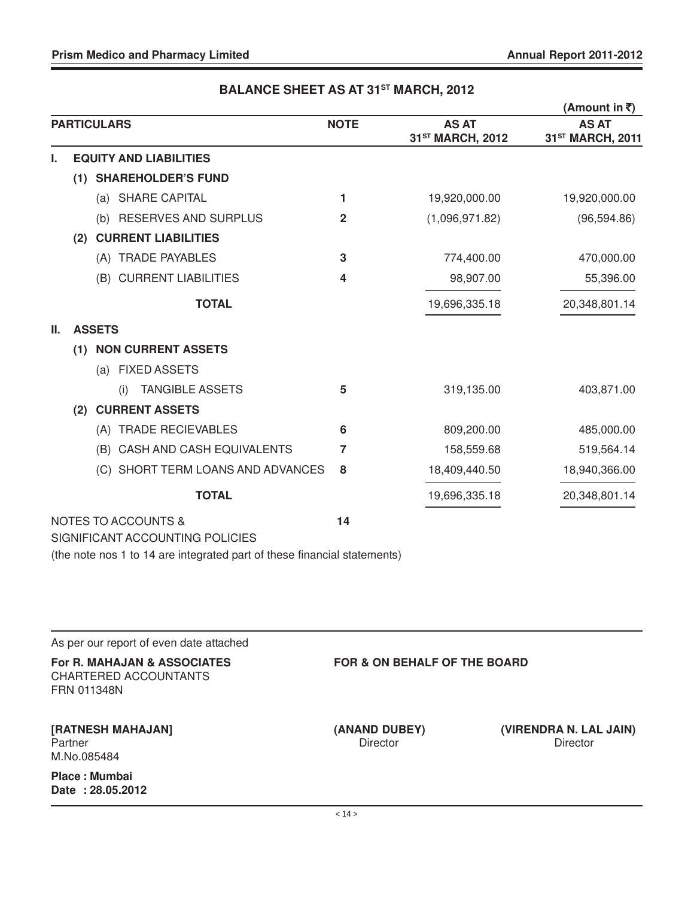## BALANCE SHEET AS AT 31ST MARCH, 2012

(Amount in ₹)

| PARTICULARS | NOTE | AS AT 31ST MARCH, 2012 | AS AT 31ST MARCH, 2011 |
|---|---|---|---|
| **I. EQUITY AND LIABILITIES** | | | |
| **(1) SHAREHOLDER'S FUND** | | | |
| (a) SHARE CAPITAL | 1 | 19,920,000.00 | 19,920,000.00 |
| (b) RESERVES AND SURPLUS | 2 | (1,096,971.82) | (96,594.86) |
| **(2) CURRENT LIABILITIES** | | | |
| (A) TRADE PAYABLES | 3 | 774,400.00 | 470,000.00 |
| (B) CURRENT LIABILITIES | 4 | 98,907.00 | 55,396.00 |
| **TOTAL** | | 19,696,335.18 | 20,348,801.14 |
| **II. ASSETS** | | | |
| **(1) NON CURRENT ASSETS** | | | |
| (a) FIXED ASSETS | | | |
| (i) TANGIBLE ASSETS | 5 | 319,135.00 | 403,871.00 |
| **(2) CURRENT ASSETS** | | | |
| (A) TRADE RECIEVABLES | 6 | 809,200.00 | 485,000.00 |
| (B) CASH AND CASH EQUIVALENTS | 7 | 158,559.68 | 519,564.14 |
| (C) SHORT TERM LOANS AND ADVANCES | 8 | 18,409,440.50 | 18,940,366.00 |
| **TOTAL** | | 19,696,335.18 | 20,348,801.14 |

NOTES TO ACCOUNTS & SIGNIFICANT ACCOUNTING POLICIES — 14

(the note nos 1 to 14 are integrated part of these financial statements)

As per our report of even date attached

**For R. MAHAJAN & ASSOCIATES**
CHARTERED ACCOUNTANTS
FRN 011348N

**FOR & ON BEHALF OF THE BOARD**

**[RATNESH MAHAJAN]**
Partner
M.No.085484

**(ANAND DUBEY)**
Director

**(VIRENDRA N. LAL JAIN)**
Director

**Place : Mumbai**
**Date : 28.05.2012**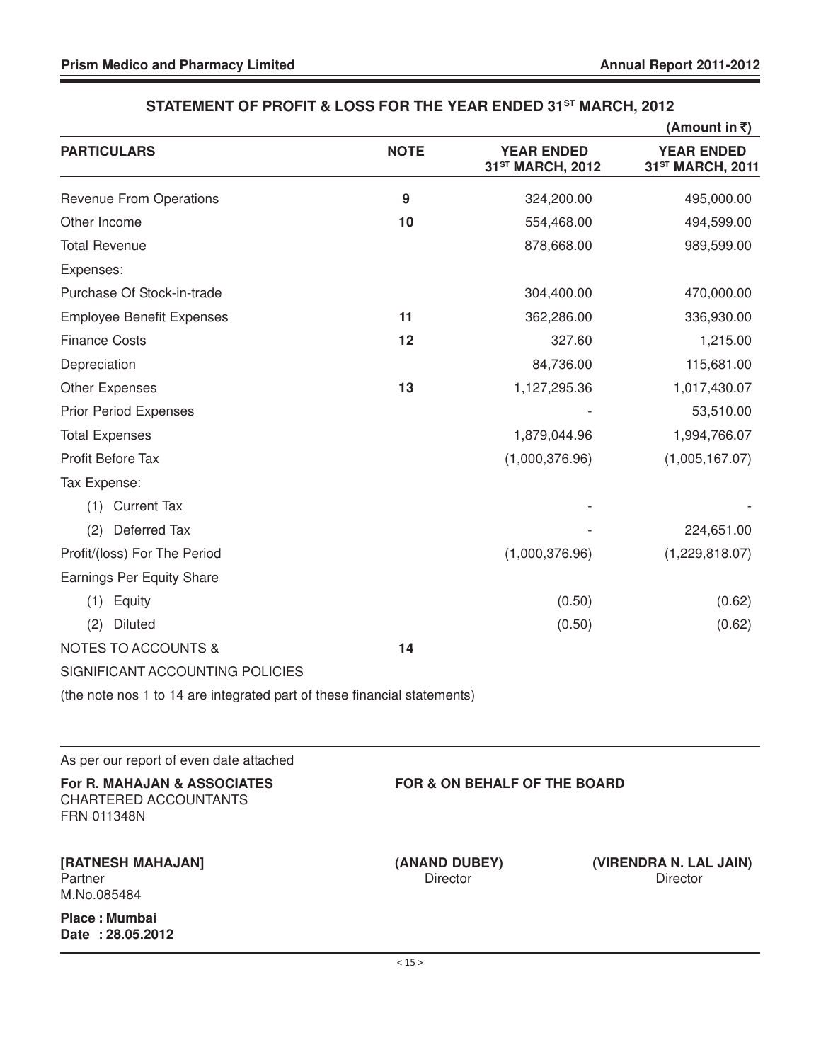## STATEMENT OF PROFIT & LOSS FOR THE YEAR ENDED 31ST MARCH, 2012

(Amount in ₹)

| PARTICULARS | NOTE | YEAR ENDED 31ST MARCH, 2012 | YEAR ENDED 31ST MARCH, 2011 |
|---|---|---|---|
| Revenue From Operations | 9 | 324,200.00 | 495,000.00 |
| Other Income | 10 | 554,468.00 | 494,599.00 |
| Total Revenue | | 878,668.00 | 989,599.00 |
| Expenses: | | | |
| Purchase Of Stock-in-trade | | 304,400.00 | 470,000.00 |
| Employee Benefit Expenses | 11 | 362,286.00 | 336,930.00 |
| Finance Costs | 12 | 327.60 | 1,215.00 |
| Depreciation | | 84,736.00 | 115,681.00 |
| Other Expenses | 13 | 1,127,295.36 | 1,017,430.07 |
| Prior Period Expenses | | - | 53,510.00 |
| Total Expenses | | 1,879,044.96 | 1,994,766.07 |
| Profit Before Tax | | (1,000,376.96) | (1,005,167.07) |
| Tax Expense: | | | |
| (1) Current Tax | | - | - |
| (2) Deferred Tax | | - | 224,651.00 |
| Profit/(loss) For The Period | | (1,000,376.96) | (1,229,818.07) |
| Earnings Per Equity Share | | | |
| (1) Equity | | (0.50) | (0.62) |
| (2) Diluted | | (0.50) | (0.62) |
| NOTES TO ACCOUNTS & SIGNIFICANT ACCOUNTING POLICIES | 14 | | |

(the note nos 1 to 14 are integrated part of these financial statements)

As per our report of even date attached

**For R. MAHAJAN & ASSOCIATES**
CHARTERED ACCOUNTANTS
FRN 011348N

**[RATNESH MAHAJAN]**
Partner
M.No.085484

**Place : Mumbai**
**Date : 28.05.2012**

**FOR & ON BEHALF OF THE BOARD**

**(ANAND DUBEY)**
Director

**(VIRENDRA N. LAL JAIN)**
Director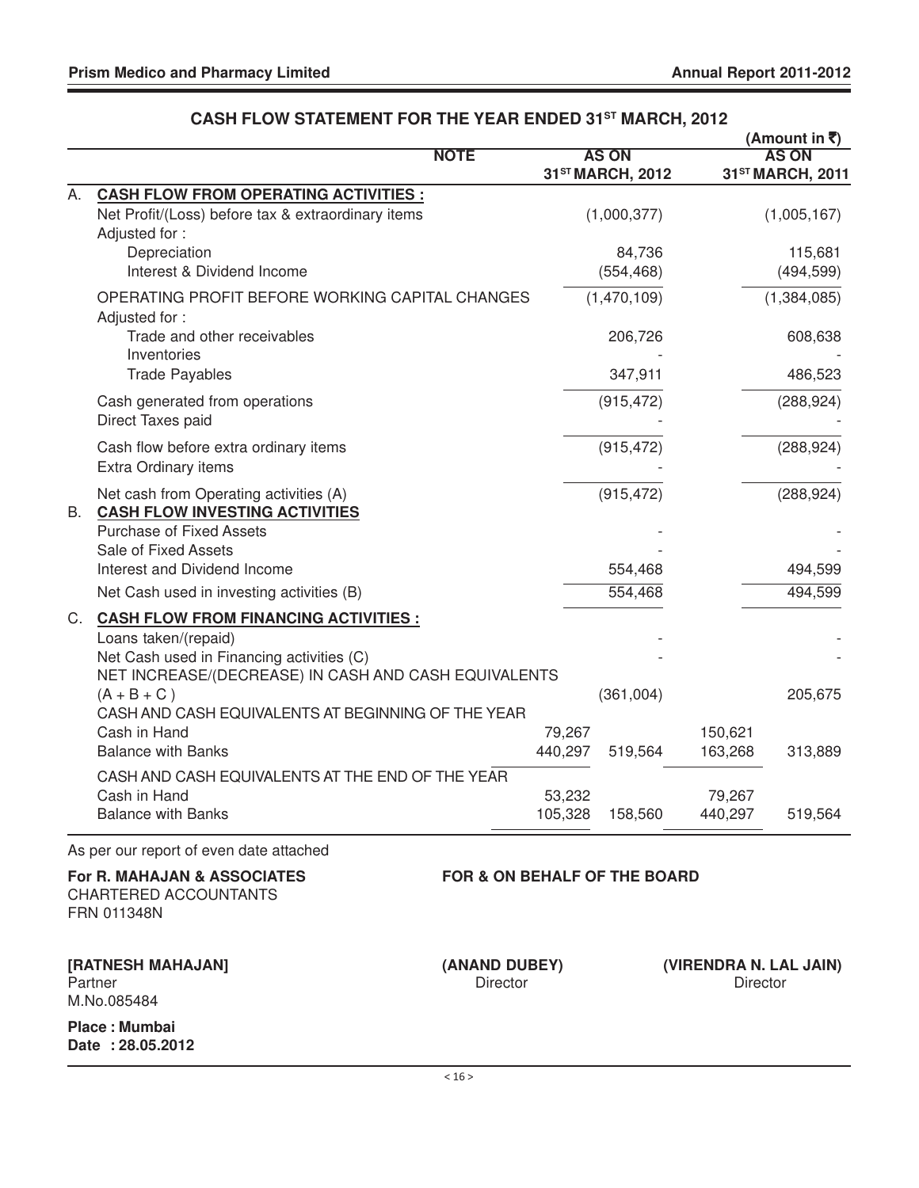## CASH FLOW STATEMENT FOR THE YEAR ENDED 31ST MARCH, 2012

(Amount in ₹)

| | | NOTE | AS ON 31ST MARCH, 2012 | | AS ON 31ST MARCH, 2011 | |
|---|---|---|---|---|---|---|
| A. | **CASH FLOW FROM OPERATING ACTIVITIES :** | | | | | |
| | Net Profit/(Loss) before tax & extraordinary items | | | (1,000,377) | | (1,005,167) |
| | Adjusted for : | | | | | |
| | Depreciation | | | 84,736 | | 115,681 |
| | Interest & Dividend Income | | | (554,468) | | (494,599) |
| | OPERATING PROFIT BEFORE WORKING CAPITAL CHANGES | | | (1,470,109) | | (1,384,085) |
| | Adjusted for : | | | | | |
| | Trade and other receivables | | | 206,726 | | 608,638 |
| | Inventories | | | - | | - |
| | Trade Payables | | | 347,911 | | 486,523 |
| | Cash generated from operations | | | (915,472) | | (288,924) |
| | Direct Taxes paid | | | - | | - |
| | Cash flow before extra ordinary items | | | (915,472) | | (288,924) |
| | Extra Ordinary items | | | - | | - |
| | Net cash from Operating activities (A) | | | (915,472) | | (288,924) |
| B. | **CASH FLOW INVESTING ACTIVITIES** | | | | | |
| | Purchase of Fixed Assets | | | - | | - |
| | Sale of Fixed Assets | | | - | | - |
| | Interest and Dividend Income | | | 554,468 | | 494,599 |
| | Net Cash used in investing activities (B) | | | 554,468 | | 494,599 |
| C. | **CASH FLOW FROM FINANCING ACTIVITIES :** | | | | | |
| | Loans taken/(repaid) | | | - | | - |
| | Net Cash used in Financing activities (C) | | | - | | - |
| | NET INCREASE/(DECREASE) IN CASH AND CASH EQUIVALENTS (A + B + C ) | | | (361,004) | | 205,675 |
| | CASH AND CASH EQUIVALENTS AT BEGINNING OF THE YEAR | | | | | |
| | Cash in Hand | | 79,267 | | 150,621 | |
| | Balance with Banks | | 440,297 | 519,564 | 163,268 | 313,889 |
| | CASH AND CASH EQUIVALENTS AT THE END OF THE YEAR | | | | | |
| | Cash in Hand | | 53,232 | | 79,267 | |
| | Balance with Banks | | 105,328 | 158,560 | 440,297 | 519,564 |

As per our report of even date attached

**For R. MAHAJAN & ASSOCIATES**
CHARTERED ACCOUNTANTS
FRN 011348N

**FOR & ON BEHALF OF THE BOARD**

**[RATNESH MAHAJAN]**
Partner
M.No.085484

**(ANAND DUBEY)**
Director

**(VIRENDRA N. LAL JAIN)**
Director

**Place : Mumbai**
**Date : 28.05.2012**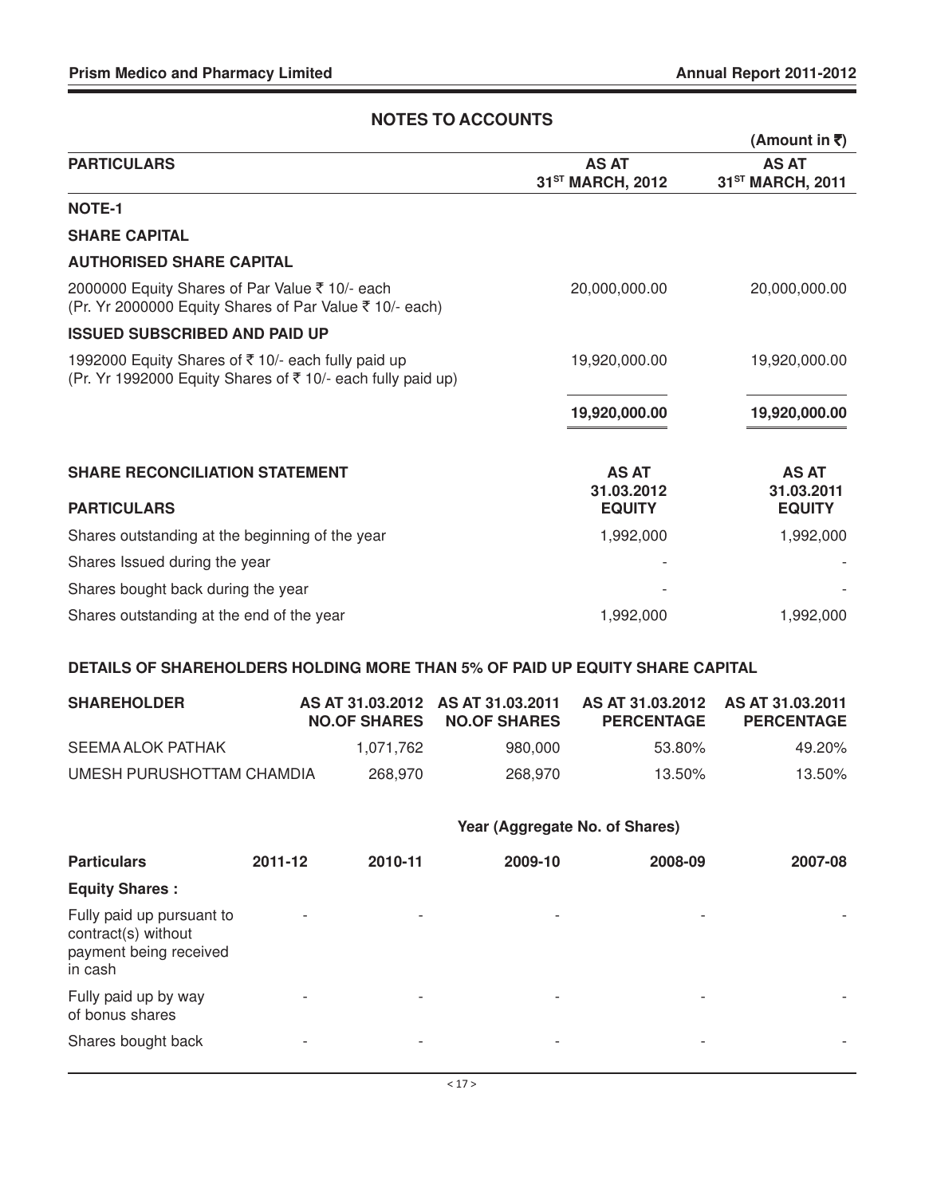## NOTES TO ACCOUNTS

(Amount in ₹)

| PARTICULARS | AS AT 31ST MARCH, 2012 | AS AT 31ST MARCH, 2011 |
|---|---|---|
| **NOTE-1** | | |
| **SHARE CAPITAL** | | |
| **AUTHORISED SHARE CAPITAL** | | |
| 2000000 Equity Shares of Par Value ₹ 10/- each (Pr. Yr 2000000 Equity Shares of Par Value ₹ 10/- each) | 20,000,000.00 | 20,000,000.00 |
| **ISSUED SUBSCRIBED AND PAID UP** | | |
| 1992000 Equity Shares of ₹ 10/- each fully paid up (Pr. Yr 1992000 Equity Shares of ₹ 10/- each fully paid up) | 19,920,000.00 | 19,920,000.00 |
| | **19,920,000.00** | **19,920,000.00** |

| **SHARE RECONCILIATION STATEMENT** | **AS AT 31.03.2012** | **AS AT 31.03.2011** |
|---|---|---|
| **PARTICULARS** | **EQUITY** | **EQUITY** |
| Shares outstanding at the beginning of the year | 1,992,000 | 1,992,000 |
| Shares Issued during the year | - | - |
| Shares bought back during the year | - | - |
| Shares outstanding at the end of the year | 1,992,000 | 1,992,000 |

**DETAILS OF SHAREHOLDERS HOLDING MORE THAN 5% OF PAID UP EQUITY SHARE CAPITAL**

| SHAREHOLDER | AS AT 31.03.2012 NO.OF SHARES | AS AT 31.03.2011 NO.OF SHARES | AS AT 31.03.2012 PERCENTAGE | AS AT 31.03.2011 PERCENTAGE |
|---|---|---|---|---|
| SEEMA ALOK PATHAK | 1,071,762 | 980,000 | 53.80% | 49.20% |
| UMESH PURUSHOTTAM CHAMDIA | 268,970 | 268,970 | 13.50% | 13.50% |

| | Year (Aggregate No. of Shares) | | | | |
|---|---|---|---|---|---|
| **Particulars** | **2011-12** | **2010-11** | **2009-10** | **2008-09** | **2007-08** |
| **Equity Shares :** | | | | | |
| Fully paid up pursuant to contract(s) without payment being received in cash | - | - | - | - | - |
| Fully paid up by way of bonus shares | - | - | - | - | - |
| Shares bought back | - | - | - | - | - |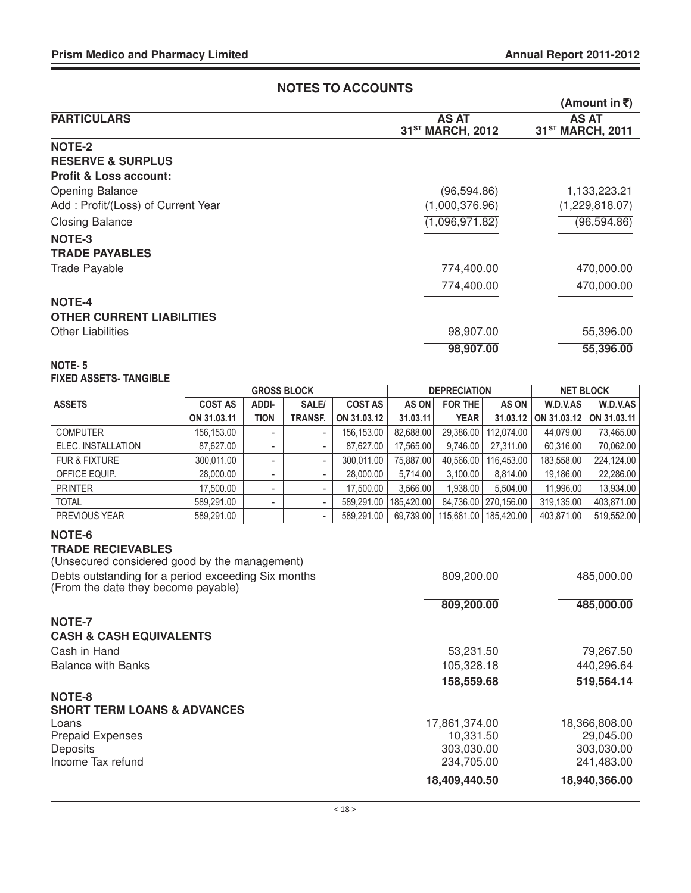## NOTES TO ACCOUNTS

(Amount in ₹)

| PARTICULARS | AS AT 31ST MARCH, 2012 | AS AT 31ST MARCH, 2011 |
|---|---|---|
| **NOTE-2** | | |
| **RESERVE & SURPLUS** | | |
| **Profit & Loss account:** | | |
| Opening Balance | (96,594.86) | 1,133,223.21 |
| Add : Profit/(Loss) of Current Year | (1,000,376.96) | (1,229,818.07) |
| Closing Balance | (1,096,971.82) | (96,594.86) |
| **NOTE-3** | | |
| **TRADE PAYABLES** | | |
| Trade Payable | 774,400.00 | 470,000.00 |
| | 774,400.00 | 470,000.00 |
| **NOTE-4** | | |
| **OTHER CURRENT LIABILITIES** | | |
| Other Liabilities | 98,907.00 | 55,396.00 |
| | **98,907.00** | **55,396.00** |

**NOTE- 5**

**FIXED ASSETS- TANGIBLE**

| ASSETS | GROSS BLOCK | | | | DEPRECIATION | | | NET BLOCK | |
|---|---|---|---|---|---|---|---|---|---|
| | COST AS ON 31.03.11 | ADDITION | SALE/ TRANSF. | COST AS ON 31.03.12 | AS ON 31.03.11 | FOR THE YEAR | AS ON 31.03.12 | W.D.V.AS ON 31.03.12 | W.D.V.AS ON 31.03.11 |
| COMPUTER | 156,153.00 | - | - | 156,153.00 | 82,688.00 | 29,386.00 | 112,074.00 | 44,079.00 | 73,465.00 |
| ELEC. INSTALLATION | 87,627.00 | - | - | 87,627.00 | 17,565.00 | 9,746.00 | 27,311.00 | 60,316.00 | 70,062.00 |
| FUR & FIXTURE | 300,011.00 | - | - | 300,011.00 | 75,887.00 | 40,566.00 | 116,453.00 | 183,558.00 | 224,124.00 |
| OFFICE EQUIP. | 28,000.00 | - | - | 28,000.00 | 5,714.00 | 3,100.00 | 8,814.00 | 19,186.00 | 22,286.00 |
| PRINTER | 17,500.00 | - | - | 17,500.00 | 3,566.00 | 1,938.00 | 5,504.00 | 11,996.00 | 13,934.00 |
| TOTAL | 589,291.00 | - | - | 589,291.00 | 185,420.00 | 84,736.00 | 270,156.00 | 319,135.00 | 403,871.00 |
| PREVIOUS YEAR | 589,291.00 | | - | 589,291.00 | 69,739.00 | 115,681.00 | 185,420.00 | 403,871.00 | 519,552.00 |

| PARTICULARS | AS AT 31ST MARCH, 2012 | AS AT 31ST MARCH, 2011 |
|---|---|---|
| **NOTE-6** | | |
| **TRADE RECIEVABLES** | | |
| (Unsecured considered good by the management) | | |
| Debts outstanding for a period exceeding Six months (From the date they become payable) | 809,200.00 | 485,000.00 |
| | **809,200.00** | **485,000.00** |
| **NOTE-7** | | |
| **CASH & CASH EQUIVALENTS** | | |
| Cash in Hand | 53,231.50 | 79,267.50 |
| Balance with Banks | 105,328.18 | 440,296.64 |
| | **158,559.68** | **519,564.14** |
| **NOTE-8** | | |
| **SHORT TERM LOANS & ADVANCES** | | |
| Loans | 17,861,374.00 | 18,366,808.00 |
| Prepaid Expenses | 10,331.50 | 29,045.00 |
| Deposits | 303,030.00 | 303,030.00 |
| Income Tax refund | 234,705.00 | 241,483.00 |
| | **18,409,440.50** | **18,940,366.00** |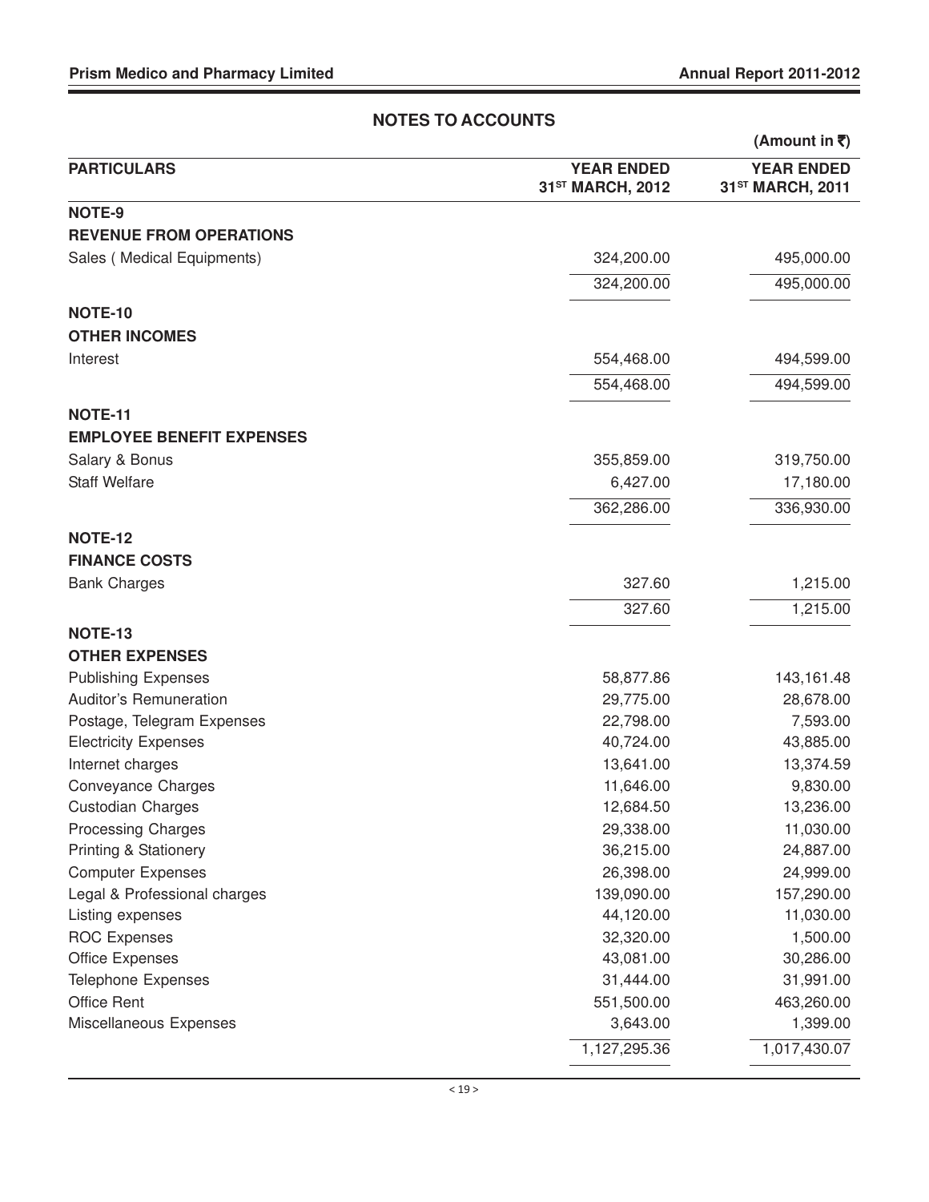## NOTES TO ACCOUNTS

(Amount in ₹)

| PARTICULARS | YEAR ENDED 31ST MARCH, 2012 | YEAR ENDED 31ST MARCH, 2011 |
|---|---|---|
| **NOTE-9** | | |
| **REVENUE FROM OPERATIONS** | | |
| Sales ( Medical Equipments) | 324,200.00 | 495,000.00 |
| | 324,200.00 | 495,000.00 |
| **NOTE-10** | | |
| **OTHER INCOMES** | | |
| Interest | 554,468.00 | 494,599.00 |
| | 554,468.00 | 494,599.00 |
| **NOTE-11** | | |
| **EMPLOYEE BENEFIT EXPENSES** | | |
| Salary & Bonus | 355,859.00 | 319,750.00 |
| Staff Welfare | 6,427.00 | 17,180.00 |
| | 362,286.00 | 336,930.00 |
| **NOTE-12** | | |
| **FINANCE COSTS** | | |
| Bank Charges | 327.60 | 1,215.00 |
| | 327.60 | 1,215.00 |
| **NOTE-13** | | |
| **OTHER EXPENSES** | | |
| Publishing Expenses | 58,877.86 | 143,161.48 |
| Auditor's Remuneration | 29,775.00 | 28,678.00 |
| Postage, Telegram Expenses | 22,798.00 | 7,593.00 |
| Electricity Expenses | 40,724.00 | 43,885.00 |
| Internet charges | 13,641.00 | 13,374.59 |
| Conveyance Charges | 11,646.00 | 9,830.00 |
| Custodian Charges | 12,684.50 | 13,236.00 |
| Processing Charges | 29,338.00 | 11,030.00 |
| Printing & Stationery | 36,215.00 | 24,887.00 |
| Computer Expenses | 26,398.00 | 24,999.00 |
| Legal & Professional charges | 139,090.00 | 157,290.00 |
| Listing expenses | 44,120.00 | 11,030.00 |
| ROC Expenses | 32,320.00 | 1,500.00 |
| Office Expenses | 43,081.00 | 30,286.00 |
| Telephone Expenses | 31,444.00 | 31,991.00 |
| Office Rent | 551,500.00 | 463,260.00 |
| Miscellaneous Expenses | 3,643.00 | 1,399.00 |
| | 1,127,295.36 | 1,017,430.07 |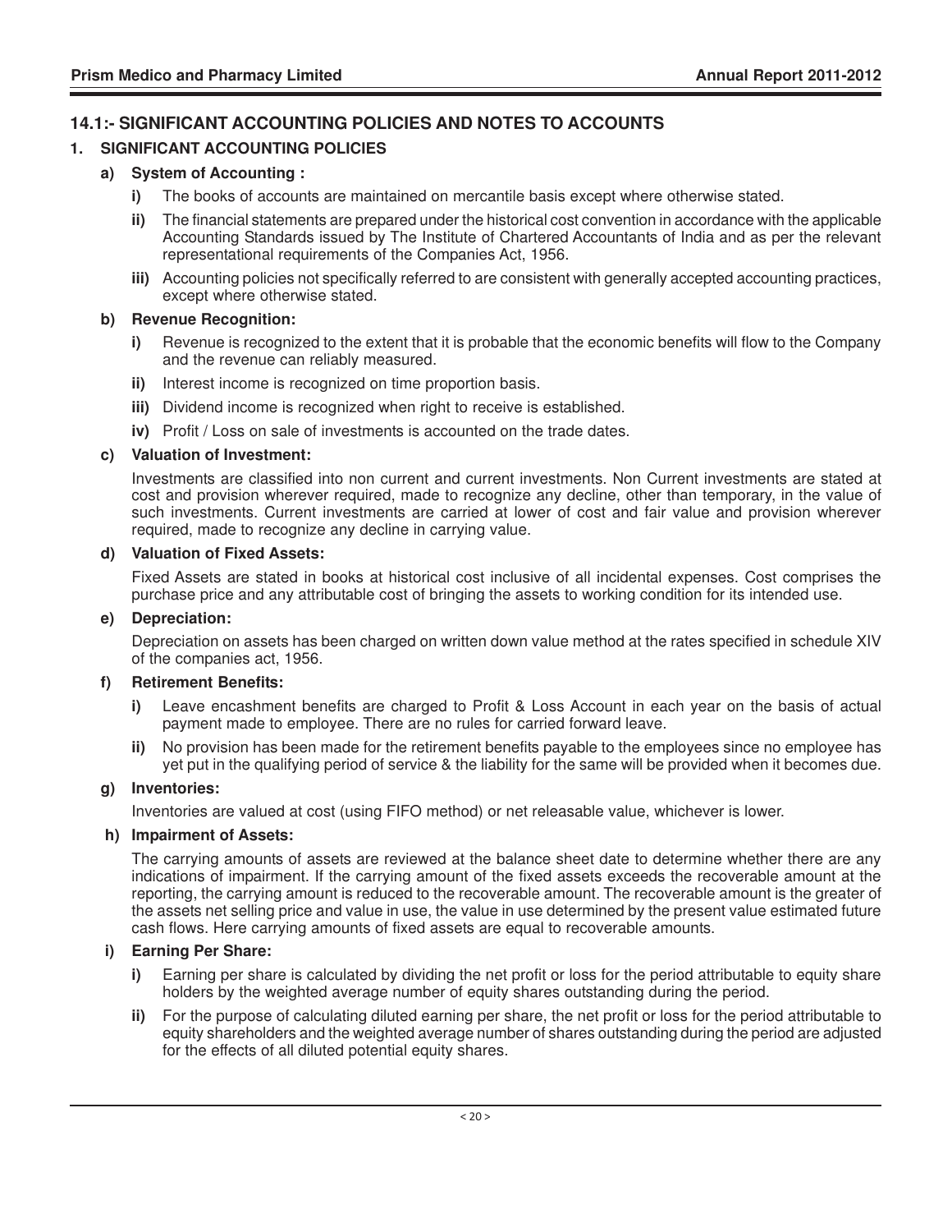## 14.1:- SIGNIFICANT ACCOUNTING POLICIES AND NOTES TO ACCOUNTS

### 1. SIGNIFICANT ACCOUNTING POLICIES

**a) System of Accounting :**

- **i)** The books of accounts are maintained on mercantile basis except where otherwise stated.
- **ii)** The financial statements are prepared under the historical cost convention in accordance with the applicable Accounting Standards issued by The Institute of Chartered Accountants of India and as per the relevant representational requirements of the Companies Act, 1956.
- **iii)** Accounting policies not specifically referred to are consistent with generally accepted accounting practices, except where otherwise stated.

**b) Revenue Recognition:**

- **i)** Revenue is recognized to the extent that it is probable that the economic benefits will flow to the Company and the revenue can reliably measured.
- **ii)** Interest income is recognized on time proportion basis.
- **iii)** Dividend income is recognized when right to receive is established.
- **iv)** Profit / Loss on sale of investments is accounted on the trade dates.

**c) Valuation of Investment:**

Investments are classified into non current and current investments. Non Current investments are stated at cost and provision wherever required, made to recognize any decline, other than temporary, in the value of such investments. Current investments are carried at lower of cost and fair value and provision wherever required, made to recognize any decline in carrying value.

**d) Valuation of Fixed Assets:**

Fixed Assets are stated in books at historical cost inclusive of all incidental expenses. Cost comprises the purchase price and any attributable cost of bringing the assets to working condition for its intended use.

**e) Depreciation:**

Depreciation on assets has been charged on written down value method at the rates specified in schedule XIV of the companies act, 1956.

**f) Retirement Benefits:**

- **i)** Leave encashment benefits are charged to Profit & Loss Account in each year on the basis of actual payment made to employee. There are no rules for carried forward leave.
- **ii)** No provision has been made for the retirement benefits payable to the employees since no employee has yet put in the qualifying period of service & the liability for the same will be provided when it becomes due.

**g) Inventories:**

Inventories are valued at cost (using FIFO method) or net releasable value, whichever is lower.

**h) Impairment of Assets:**

The carrying amounts of assets are reviewed at the balance sheet date to determine whether there are any indications of impairment. If the carrying amount of the fixed assets exceeds the recoverable amount at the reporting, the carrying amount is reduced to the recoverable amount. The recoverable amount is the greater of the assets net selling price and value in use, the value in use determined by the present value estimated future cash flows. Here carrying amounts of fixed assets are equal to recoverable amounts.

**i) Earning Per Share:**

- **i)** Earning per share is calculated by dividing the net profit or loss for the period attributable to equity share holders by the weighted average number of equity shares outstanding during the period.
- **ii)** For the purpose of calculating diluted earning per share, the net profit or loss for the period attributable to equity shareholders and the weighted average number of shares outstanding during the period are adjusted for the effects of all diluted potential equity shares.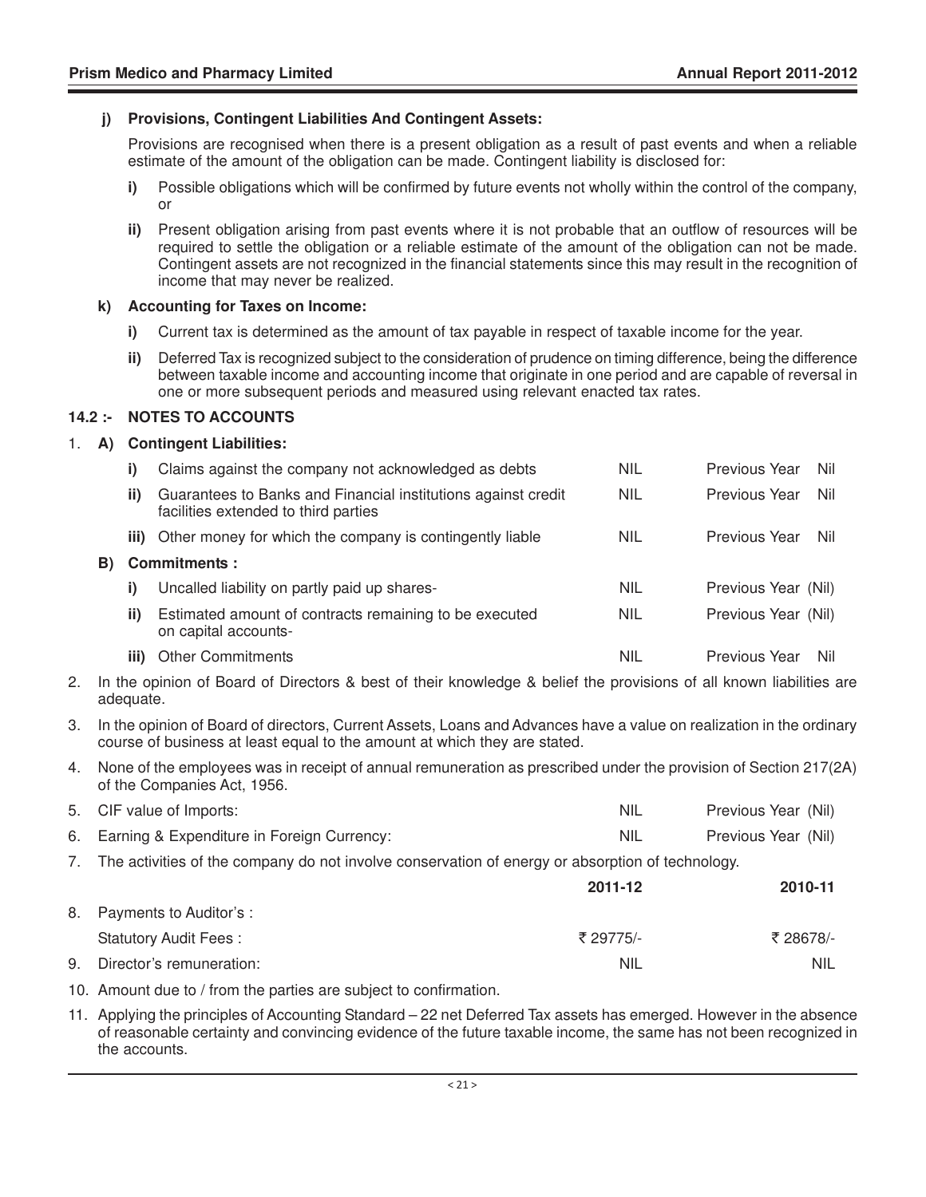**j) Provisions, Contingent Liabilities And Contingent Assets:**

Provisions are recognised when there is a present obligation as a result of past events and when a reliable estimate of the amount of the obligation can be made. Contingent liability is disclosed for:

**i)** Possible obligations which will be confirmed by future events not wholly within the control of the company, or

**ii)** Present obligation arising from past events where it is not probable that an outflow of resources will be required to settle the obligation or a reliable estimate of the amount of the obligation can not be made. Contingent assets are not recognized in the financial statements since this may result in the recognition of income that may never be realized.

**k) Accounting for Taxes on Income:**

**i)** Current tax is determined as the amount of tax payable in respect of taxable income for the year.

**ii)** Deferred Tax is recognized subject to the consideration of prudence on timing difference, being the difference between taxable income and accounting income that originate in one period and are capable of reversal in one or more subsequent periods and measured using relevant enacted tax rates.

**14.2 :- NOTES TO ACCOUNTS**

1. **A) Contingent Liabilities:**

| | | | |
|---|---|---|---|
| **i)** | Claims against the company not acknowledged as debts | NIL | Previous Year Nil |
| **ii)** | Guarantees to Banks and Financial institutions against credit facilities extended to third parties | NIL | Previous Year Nil |
| **iii)** | Other money for which the company is contingently liable | NIL | Previous Year Nil |

**B) Commitments :**

| | | | |
|---|---|---|---|
| **i)** | Uncalled liability on partly paid up shares- | NIL | Previous Year (Nil) |
| **ii)** | Estimated amount of contracts remaining to be executed on capital accounts- | NIL | Previous Year (Nil) |
| **iii)** | Other Commitments | NIL | Previous Year Nil |

2. In the opinion of Board of Directors & best of their knowledge & belief the provisions of all known liabilities are adequate.
3. In the opinion of Board of directors, Current Assets, Loans and Advances have a value on realization in the ordinary course of business at least equal to the amount at which they are stated.
4. None of the employees was in receipt of annual remuneration as prescribed under the provision of Section 217(2A) of the Companies Act, 1956.
5. CIF value of Imports: NIL Previous Year (Nil)
6. Earning & Expenditure in Foreign Currency: NIL Previous Year (Nil)
7. The activities of the company do not involve conservation of energy or absorption of technology.

| | **2011-12** | **2010-11** |
|---|---|---|
| 8. Payments to Auditor's : | | |
| Statutory Audit Fees : | ₹ 29775/- | ₹ 28678/- |
| 9. Director's remuneration: | NIL | NIL |

10. Amount due to / from the parties are subject to confirmation.
11. Applying the principles of Accounting Standard – 22 net Deferred Tax assets has emerged. However in the absence of reasonable certainty and convincing evidence of the future taxable income, the same has not been recognized in the accounts.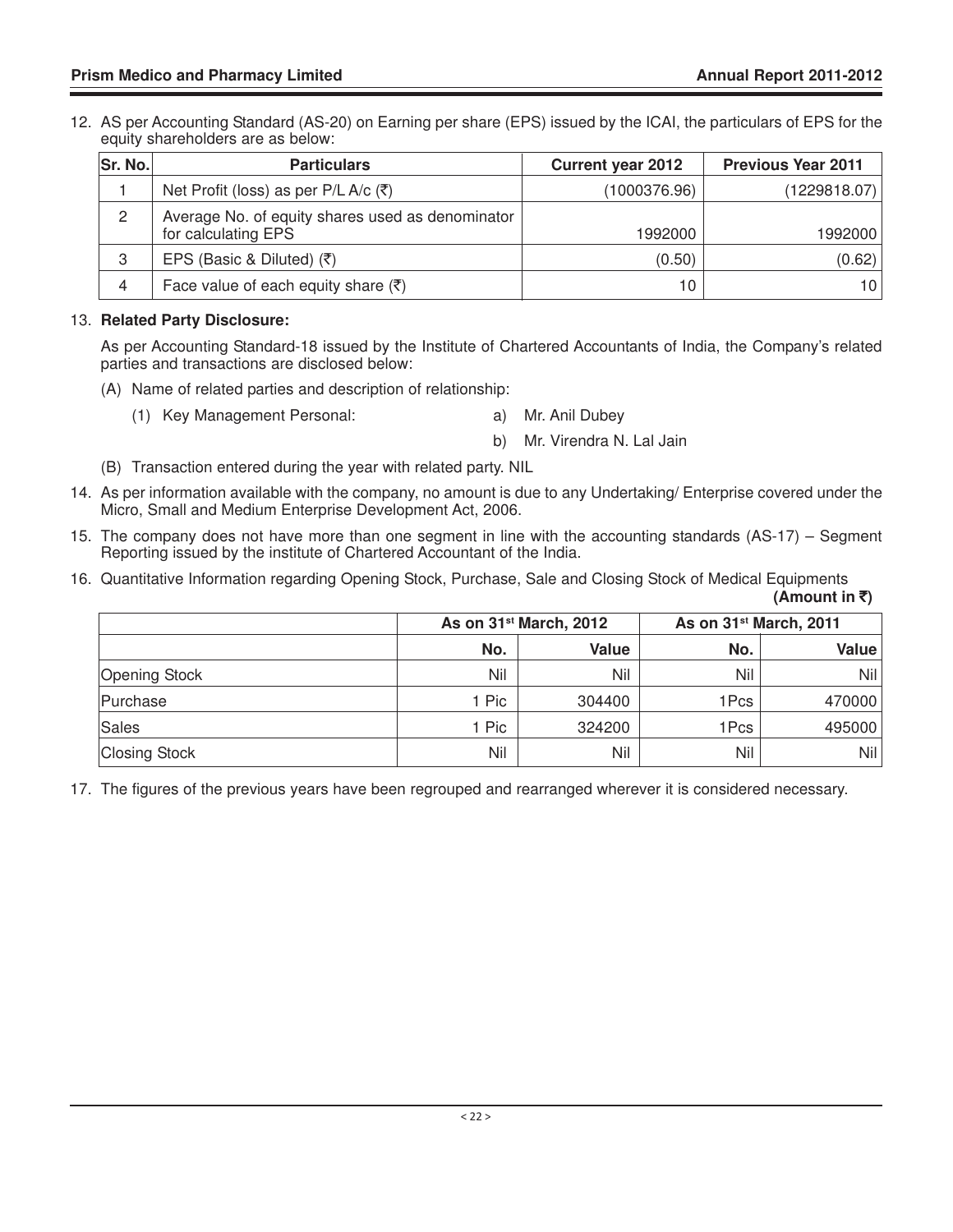12. AS per Accounting Standard (AS-20) on Earning per share (EPS) issued by the ICAI, the particulars of EPS for the equity shareholders are as below:

| Sr. No. | Particulars | Current year 2012 | Previous Year 2011 |
|---|---|---|---|
| 1 | Net Profit (loss) as per P/L A/c (₹) | (1000376.96) | (1229818.07) |
| 2 | Average No. of equity shares used as denominator for calculating EPS | 1992000 | 1992000 |
| 3 | EPS (Basic & Diluted) (₹) | (0.50) | (0.62) |
| 4 | Face value of each equity share (₹) | 10 | 10 |

13. **Related Party Disclosure:**

    As per Accounting Standard-18 issued by the Institute of Chartered Accountants of India, the Company's related parties and transactions are disclosed below:

    (A) Name of related parties and description of relationship:

    (1) Key Management Personal:
    - a) Mr. Anil Dubey
    - b) Mr. Virendra N. Lal Jain

    (B) Transaction entered during the year with related party. NIL

14. As per information available with the company, no amount is due to any Undertaking/ Enterprise covered under the Micro, Small and Medium Enterprise Development Act, 2006.

15. The company does not have more than one segment in line with the accounting standards (AS-17) – Segment Reporting issued by the institute of Chartered Accountant of the India.

16. Quantitative Information regarding Opening Stock, Purchase, Sale and Closing Stock of Medical Equipments

**(Amount in ₹)**

| | As on 31st March, 2012 | | As on 31st March, 2011 | |
|---|---|---|---|---|
| | No. | Value | No. | Value |
| Opening Stock | Nil | Nil | Nil | Nil |
| Purchase | 1 Pic | 304400 | 1Pcs | 470000 |
| Sales | 1 Pic | 324200 | 1Pcs | 495000 |
| Closing Stock | Nil | Nil | Nil | Nil |

17. The figures of the previous years have been regrouped and rearranged wherever it is considered necessary.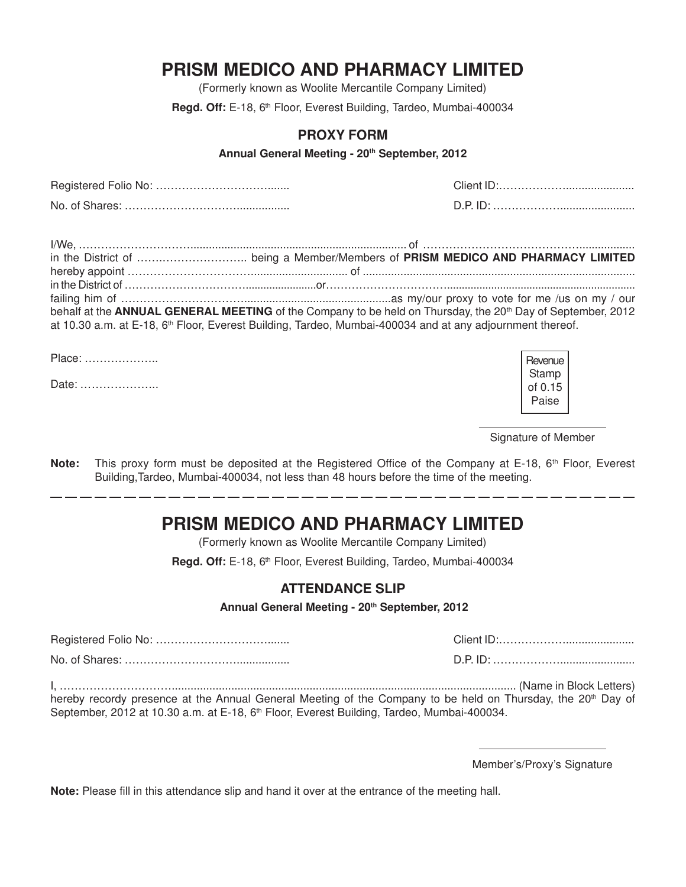# PRISM MEDICO AND PHARMACY LIMITED

(Formerly known as Woolite Mercantile Company Limited)

**Regd. Off:** E-18, 6th Floor, Everest Building, Tardeo, Mumbai-400034

## PROXY FORM

**Annual General Meeting - 20th September, 2012**

Registered Folio No: ……………………………....... Client ID:………………......................

No. of Shares: ………………………….................. D.P. ID: ………………........................

I/We, …………………………...................................................................................... of …………………………………….................. in the District of ……….……………….. being a Member/Members of **PRISM MEDICO AND PHARMACY LIMITED** hereby appoint …………………………............................... of ...................................................................................... in the District of ……………………………........................or………………………….................................................................. failing him of ……………………………................................................as my/our proxy to vote for me /us on my / our behalf at the **ANNUAL GENERAL MEETING** of the Company to be held on Thursday, the 20th Day of September, 2012 at 10.30 a.m. at E-18, 6th Floor, Everest Building, Tardeo, Mumbai-400034 and at any adjournment thereof.

Place: ………………..

Date: ………………..

Revenue Stamp of 0.15 Paise

Signature of Member

**Note:** This proxy form must be deposited at the Registered Office of the Company at E-18, 6th Floor, Everest Building,Tardeo, Mumbai-400034, not less than 48 hours before the time of the meeting.

---

# PRISM MEDICO AND PHARMACY LIMITED

(Formerly known as Woolite Mercantile Company Limited)

**Regd. Off:** E-18, 6th Floor, Everest Building, Tardeo, Mumbai-400034

## ATTENDANCE SLIP

**Annual General Meeting - 20th September, 2012**

Registered Folio No: ……………………………....... Client ID:………………......................

No. of Shares: ………………………….................. D.P. ID: ………………........................

I, …………………………............................................................................................................... (Name in Block Letters) hereby recordy presence at the Annual General Meeting of the Company to be held on Thursday, the 20th Day of September, 2012 at 10.30 a.m. at E-18, 6th Floor, Everest Building, Tardeo, Mumbai-400034.

Member's/Proxy's Signature

**Note:** Please fill in this attendance slip and hand it over at the entrance of the meeting hall.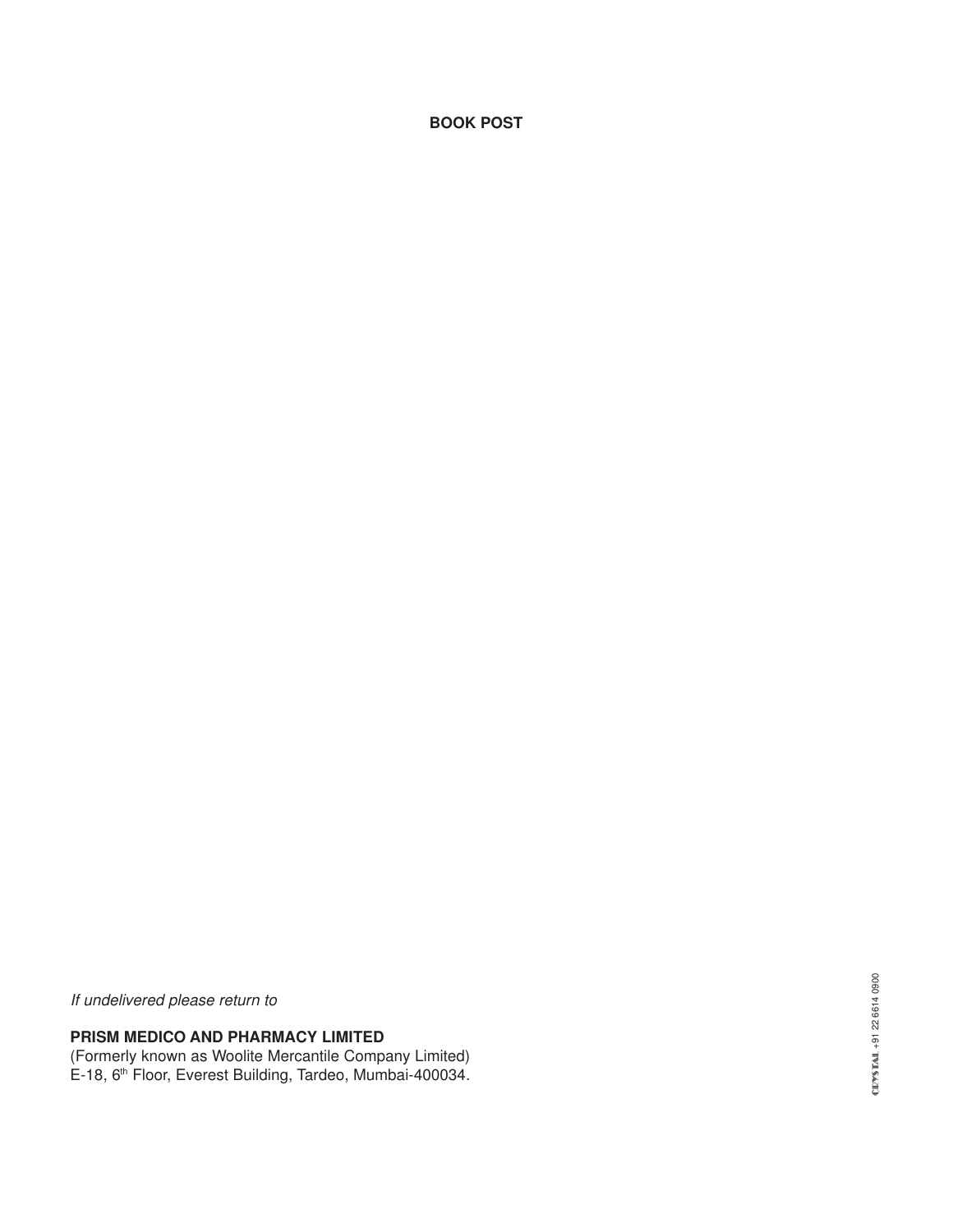**BOOK POST**

*If undelivered please return to*

**PRISM MEDICO AND PHARMACY LIMITED**
(Formerly known as Woolite Mercantile Company Limited)
E-18, 6th Floor, Everest Building, Tardeo, Mumbai-400034.

CRYSTAL +91 22 6614 0900